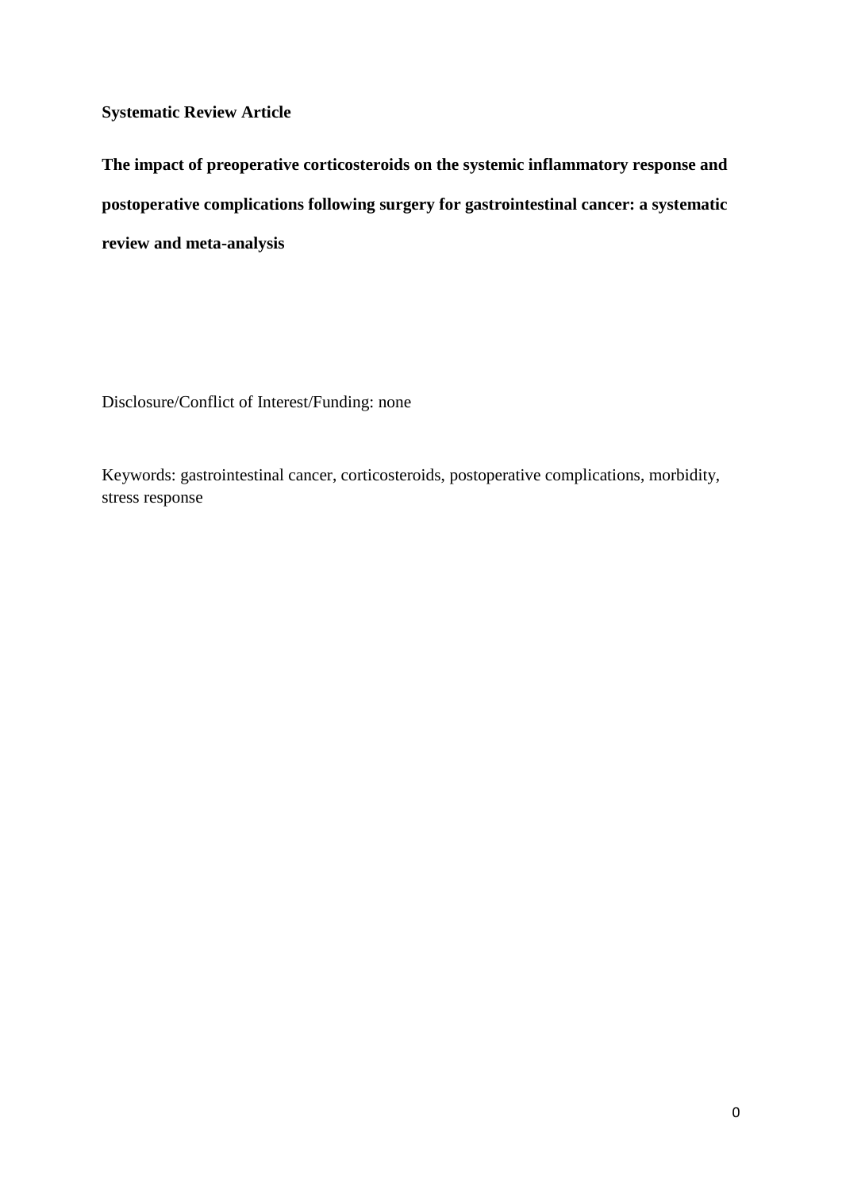**Systematic Review Article**

# The impact of preoperative corticosteroids on the systemic inflammatory response and postoperative complications following surgery for gastrointestinal cancer: a systematic review and meta-analysis

Disclosure/Conflict of Interest/Funding: none

Keywords: gastrointestinal cancer, corticosteroids, postoperative complications, morbidity, stress response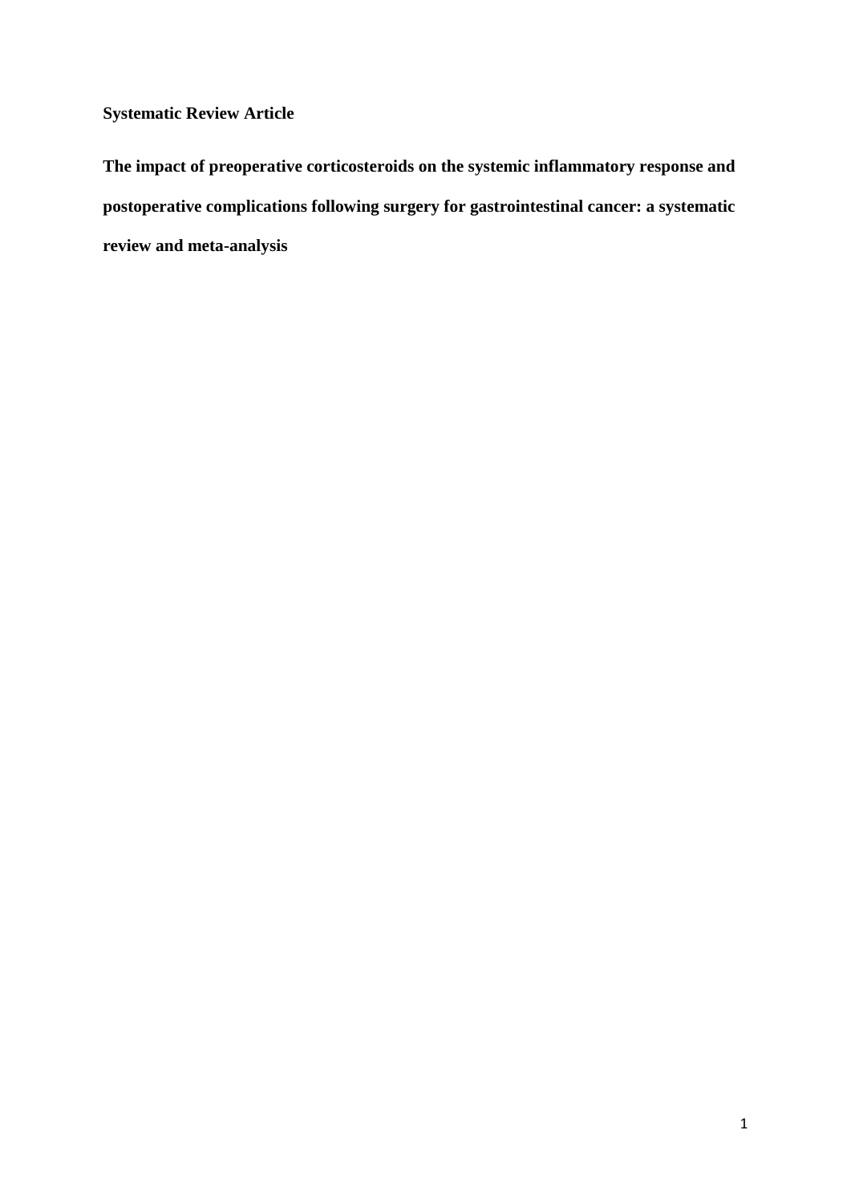**Systematic Review Article**

**The impact of preoperative corticosteroids on the systemic inflammatory response and postoperative complications following surgery for gastrointestinal cancer: a systematic review and meta-analysis**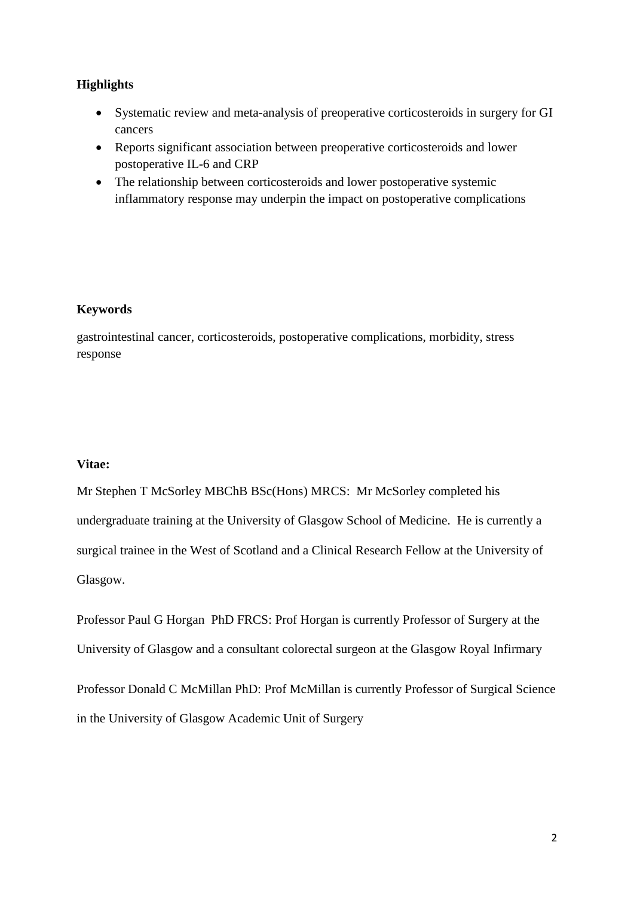**Highlights**

- Systematic review and meta-analysis of preoperative corticosteroids in surgery for GI cancers
- Reports significant association between preoperative corticosteroids and lower postoperative IL-6 and CRP
- The relationship between corticosteroids and lower postoperative systemic inflammatory response may underpin the impact on postoperative complications

**Keywords**

gastrointestinal cancer, corticosteroids, postoperative complications, morbidity, stress response

**Vitae:**

Mr Stephen T McSorley MBChB BSc(Hons) MRCS: Mr McSorley completed his undergraduate training at the University of Glasgow School of Medicine. He is currently a surgical trainee in the West of Scotland and a Clinical Research Fellow at the University of Glasgow.

Professor Paul G Horgan PhD FRCS: Prof Horgan is currently Professor of Surgery at the University of Glasgow and a consultant colorectal surgeon at the Glasgow Royal Infirmary

Professor Donald C McMillan PhD: Prof McMillan is currently Professor of Surgical Science in the University of Glasgow Academic Unit of Surgery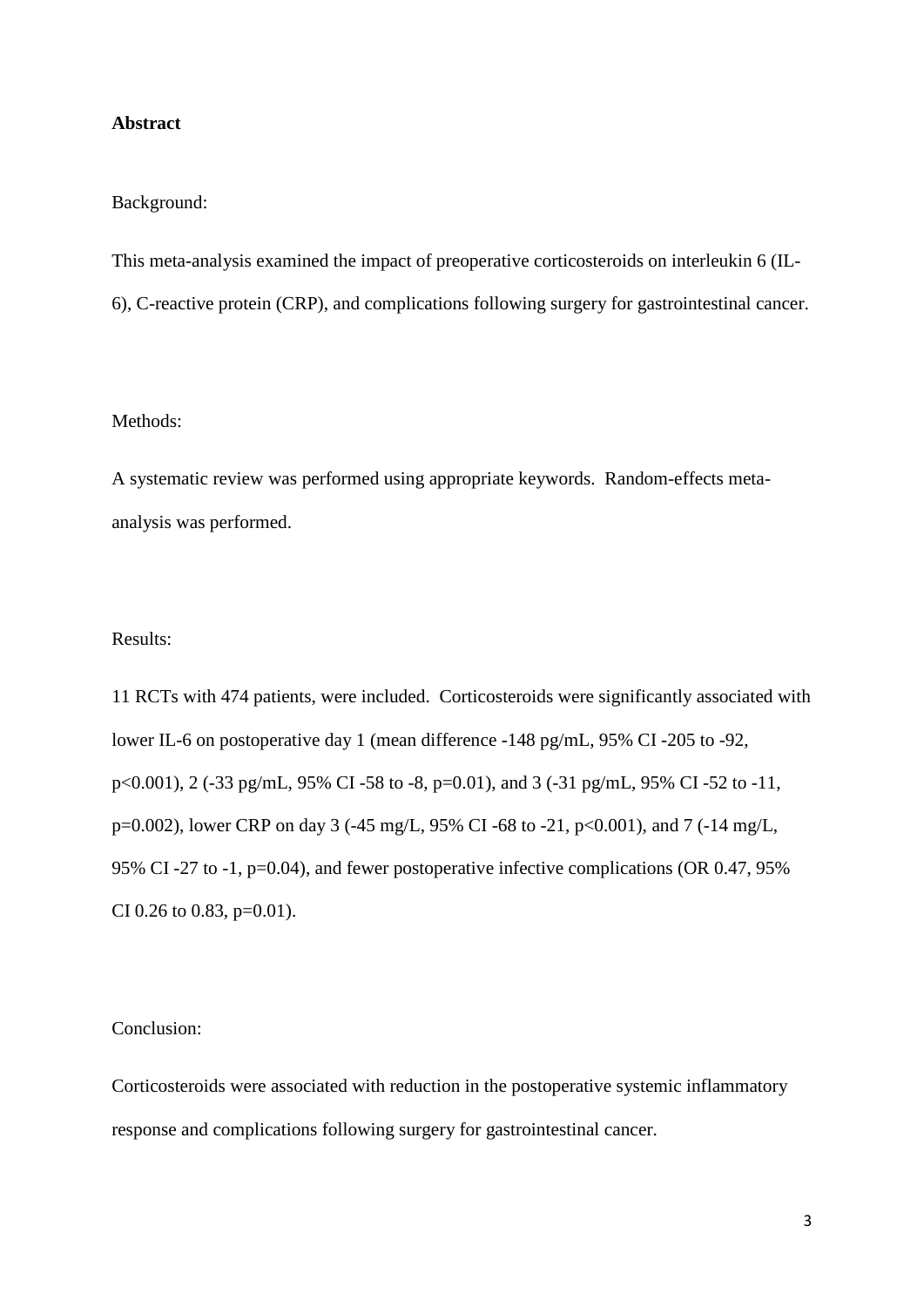**Abstract**

Background:

This meta-analysis examined the impact of preoperative corticosteroids on interleukin 6 (IL-6), C-reactive protein (CRP), and complications following surgery for gastrointestinal cancer.

Methods:

A systematic review was performed using appropriate keywords. Random-effects meta-analysis was performed.

Results:

11 RCTs with 474 patients, were included. Corticosteroids were significantly associated with lower IL-6 on postoperative day 1 (mean difference -148 pg/mL, 95% CI -205 to -92, $p<0.001$), 2 (-33 pg/mL, 95% CI -58 to -8, $p=0.01$), and 3 (-31 pg/mL, 95% CI -52 to -11, $p=0.002$), lower CRP on day 3 (-45 mg/L, 95% CI -68 to -21, $p<0.001$), and 7 (-14 mg/L, 95% CI -27 to -1, $p=0.04$), and fewer postoperative infective complications (OR 0.47, 95% CI 0.26 to 0.83, $p=0.01$).

Conclusion:

Corticosteroids were associated with reduction in the postoperative systemic inflammatory response and complications following surgery for gastrointestinal cancer.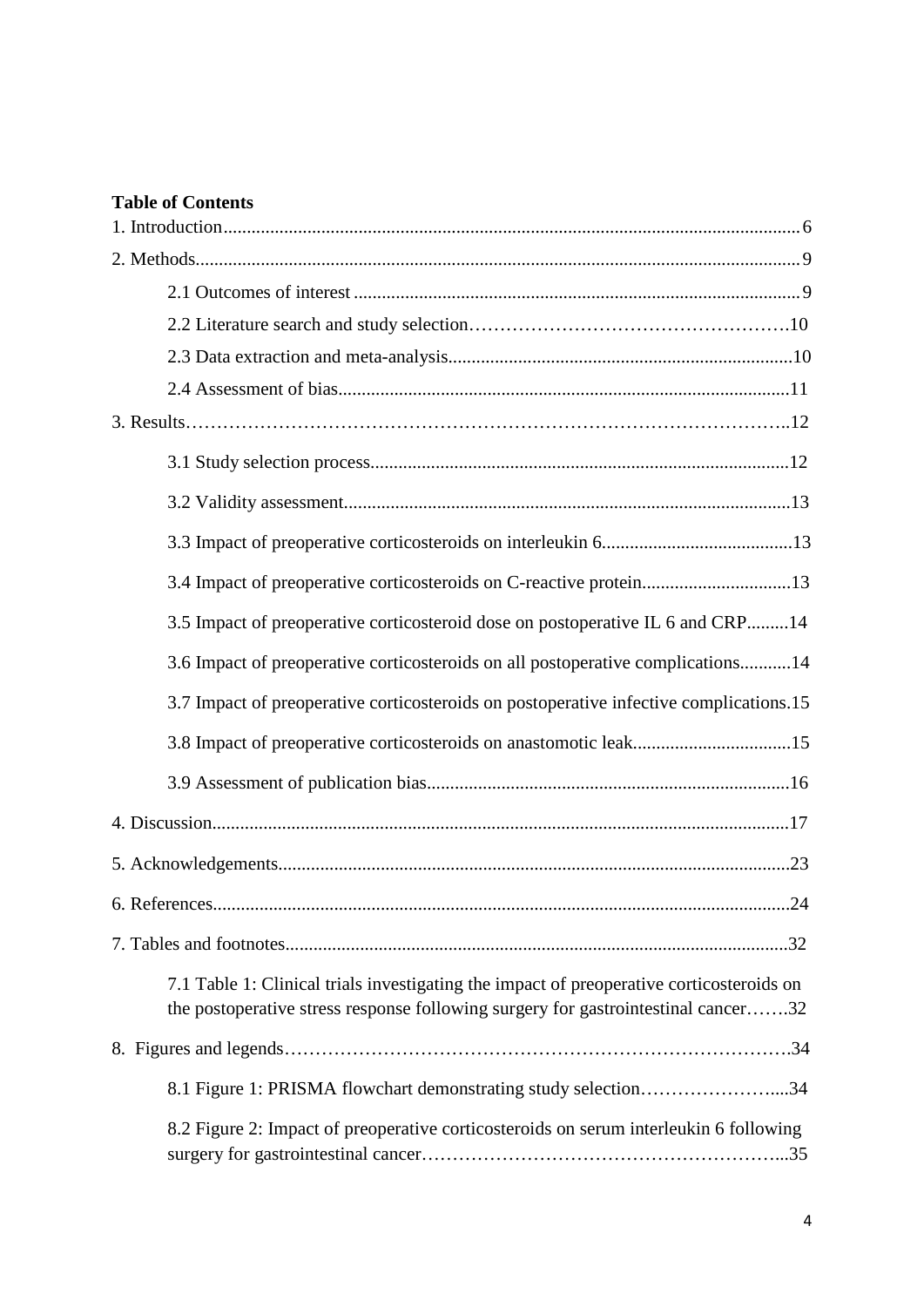**Table of Contents**

1. Introduction.......................................................................................................................... 6

2. Methods................................................................................................................................ 9

  2.1 Outcomes of interest ............................................................................................... 9

  2.2 Literature search and study selection…………………………………………….10

  2.3 Data extraction and meta-analysis.........................................................................10

  2.4 Assessment of bias.................................................................................................11

3. Results…………………………………………………………………………………..12

  3.1 Study selection process..........................................................................................12

  3.2 Validity assessment................................................................................................13

  3.3 Impact of preoperative corticosteroids on interleukin 6.........................................13

  3.4 Impact of preoperative corticosteroids on C-reactive protein................................13

  3.5 Impact of preoperative corticosteroid dose on postoperative IL 6 and CRP.........14

  3.6 Impact of preoperative corticosteroids on all postoperative complications...........14

  3.7 Impact of preoperative corticosteroids on postoperative infective complications.15

  3.8 Impact of preoperative corticosteroids on anastomotic leak..................................15

  3.9 Assessment of publication bias..............................................................................16

4. Discussion...........................................................................................................................17

5. Acknowledgements............................................................................................................23

6. References...........................................................................................................................24

7. Tables and footnotes...........................................................................................................32

  7.1 Table 1: Clinical trials investigating the impact of preoperative corticosteroids on the postoperative stress response following surgery for gastrointestinal cancer…….32

8. Figures and legends……………………………………………………………………….34

  8.1 Figure 1: PRISMA flowchart demonstrating study selection…………………....34

  8.2 Figure 2: Impact of preoperative corticosteroids on serum interleukin 6 following surgery for gastrointestinal cancer………………………………………………...35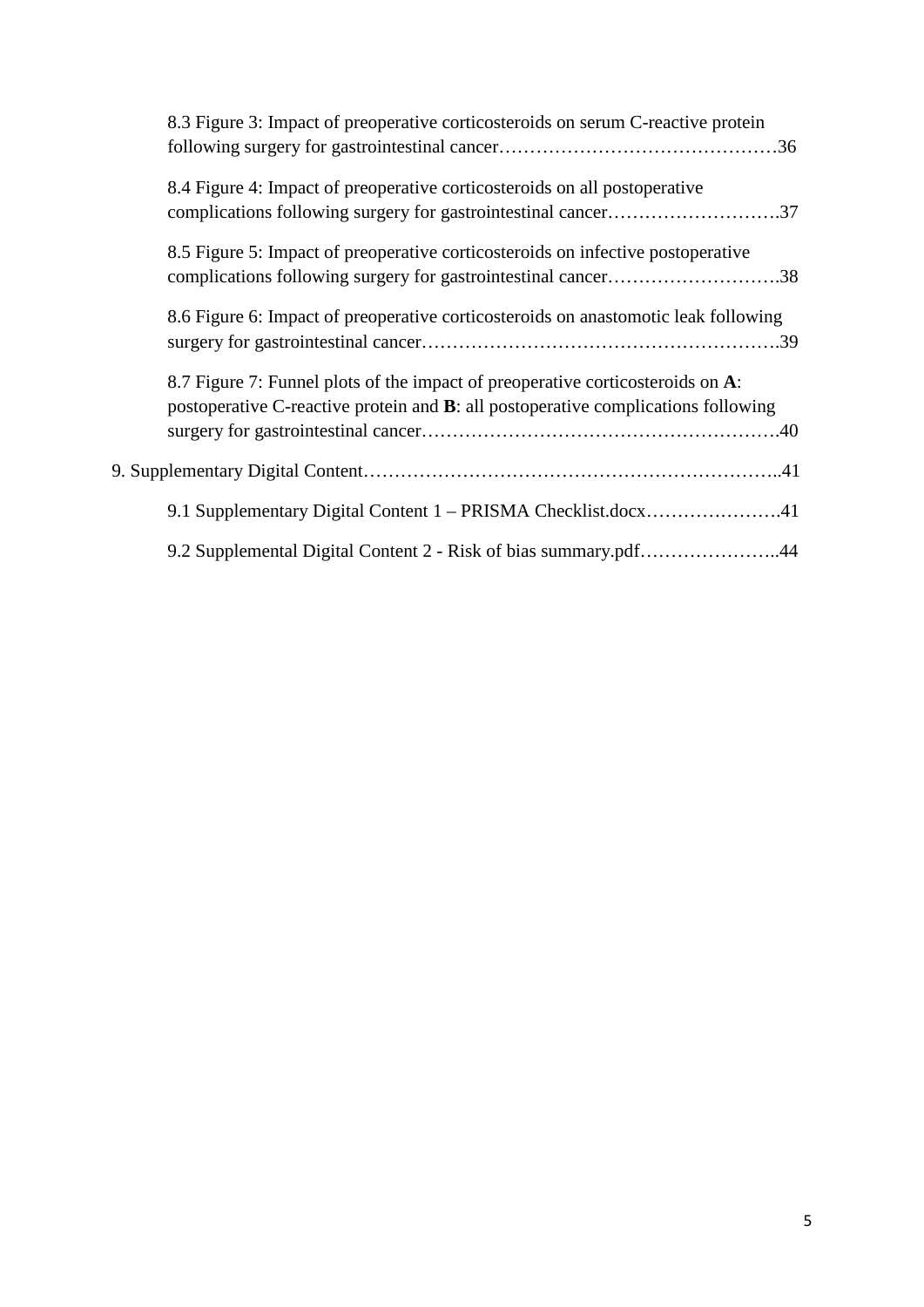8.3 Figure 3: Impact of preoperative corticosteroids on serum C-reactive protein following surgery for gastrointestinal cancer……………………………………….36

8.4 Figure 4: Impact of preoperative corticosteroids on all postoperative complications following surgery for gastrointestinal cancer……………………….37

8.5 Figure 5: Impact of preoperative corticosteroids on infective postoperative complications following surgery for gastrointestinal cancer……………………….38

8.6 Figure 6: Impact of preoperative corticosteroids on anastomotic leak following surgery for gastrointestinal cancer………………………………………………….39

8.7 Figure 7: Funnel plots of the impact of preoperative corticosteroids on **A**: postoperative C-reactive protein and **B**: all postoperative complications following surgery for gastrointestinal cancer………………………………………………….40

9. Supplementary Digital Content…………………………………………………………..41

9.1 Supplementary Digital Content 1 – PRISMA Checklist.docx………………….41

9.2 Supplemental Digital Content 2 - Risk of bias summary.pdf…………………..44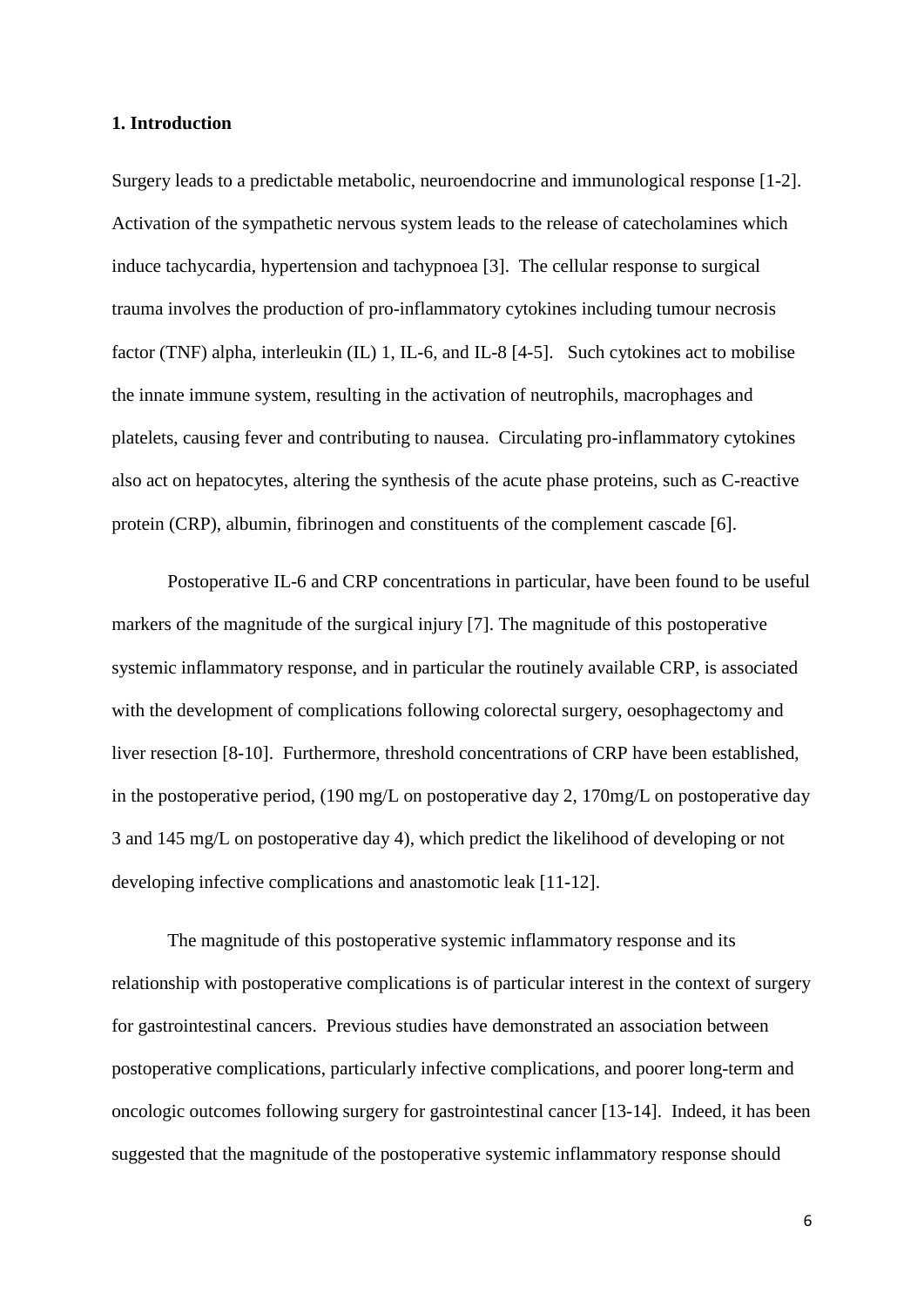## 1. Introduction

Surgery leads to a predictable metabolic, neuroendocrine and immunological response [1-2]. Activation of the sympathetic nervous system leads to the release of catecholamines which induce tachycardia, hypertension and tachypnoea [3]. The cellular response to surgical trauma involves the production of pro-inflammatory cytokines including tumour necrosis factor (TNF) alpha, interleukin (IL) 1, IL-6, and IL-8 [4-5]. Such cytokines act to mobilise the innate immune system, resulting in the activation of neutrophils, macrophages and platelets, causing fever and contributing to nausea. Circulating pro-inflammatory cytokines also act on hepatocytes, altering the synthesis of the acute phase proteins, such as C-reactive protein (CRP), albumin, fibrinogen and constituents of the complement cascade [6].

Postoperative IL-6 and CRP concentrations in particular, have been found to be useful markers of the magnitude of the surgical injury [7]. The magnitude of this postoperative systemic inflammatory response, and in particular the routinely available CRP, is associated with the development of complications following colorectal surgery, oesophagectomy and liver resection [8-10]. Furthermore, threshold concentrations of CRP have been established, in the postoperative period, (190 mg/L on postoperative day 2, 170mg/L on postoperative day 3 and 145 mg/L on postoperative day 4), which predict the likelihood of developing or not developing infective complications and anastomotic leak [11-12].

The magnitude of this postoperative systemic inflammatory response and its relationship with postoperative complications is of particular interest in the context of surgery for gastrointestinal cancers. Previous studies have demonstrated an association between postoperative complications, particularly infective complications, and poorer long-term and oncologic outcomes following surgery for gastrointestinal cancer [13-14]. Indeed, it has been suggested that the magnitude of the postoperative systemic inflammatory response should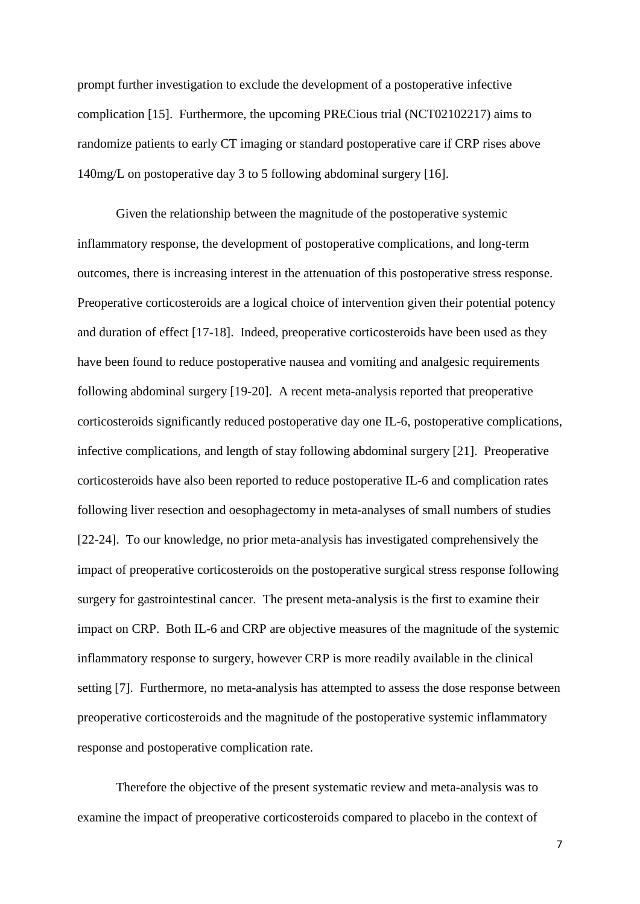prompt further investigation to exclude the development of a postoperative infective complication [15]. Furthermore, the upcoming PRECious trial (NCT02102217) aims to randomize patients to early CT imaging or standard postoperative care if CRP rises above 140mg/L on postoperative day 3 to 5 following abdominal surgery [16].

Given the relationship between the magnitude of the postoperative systemic inflammatory response, the development of postoperative complications, and long-term outcomes, there is increasing interest in the attenuation of this postoperative stress response. Preoperative corticosteroids are a logical choice of intervention given their potential potency and duration of effect [17-18]. Indeed, preoperative corticosteroids have been used as they have been found to reduce postoperative nausea and vomiting and analgesic requirements following abdominal surgery [19-20]. A recent meta-analysis reported that preoperative corticosteroids significantly reduced postoperative day one IL-6, postoperative complications, infective complications, and length of stay following abdominal surgery [21]. Preoperative corticosteroids have also been reported to reduce postoperative IL-6 and complication rates following liver resection and oesophagectomy in meta-analyses of small numbers of studies [22-24]. To our knowledge, no prior meta-analysis has investigated comprehensively the impact of preoperative corticosteroids on the postoperative surgical stress response following surgery for gastrointestinal cancer. The present meta-analysis is the first to examine their impact on CRP. Both IL-6 and CRP are objective measures of the magnitude of the systemic inflammatory response to surgery, however CRP is more readily available in the clinical setting [7]. Furthermore, no meta-analysis has attempted to assess the dose response between preoperative corticosteroids and the magnitude of the postoperative systemic inflammatory response and postoperative complication rate.

Therefore the objective of the present systematic review and meta-analysis was to examine the impact of preoperative corticosteroids compared to placebo in the context of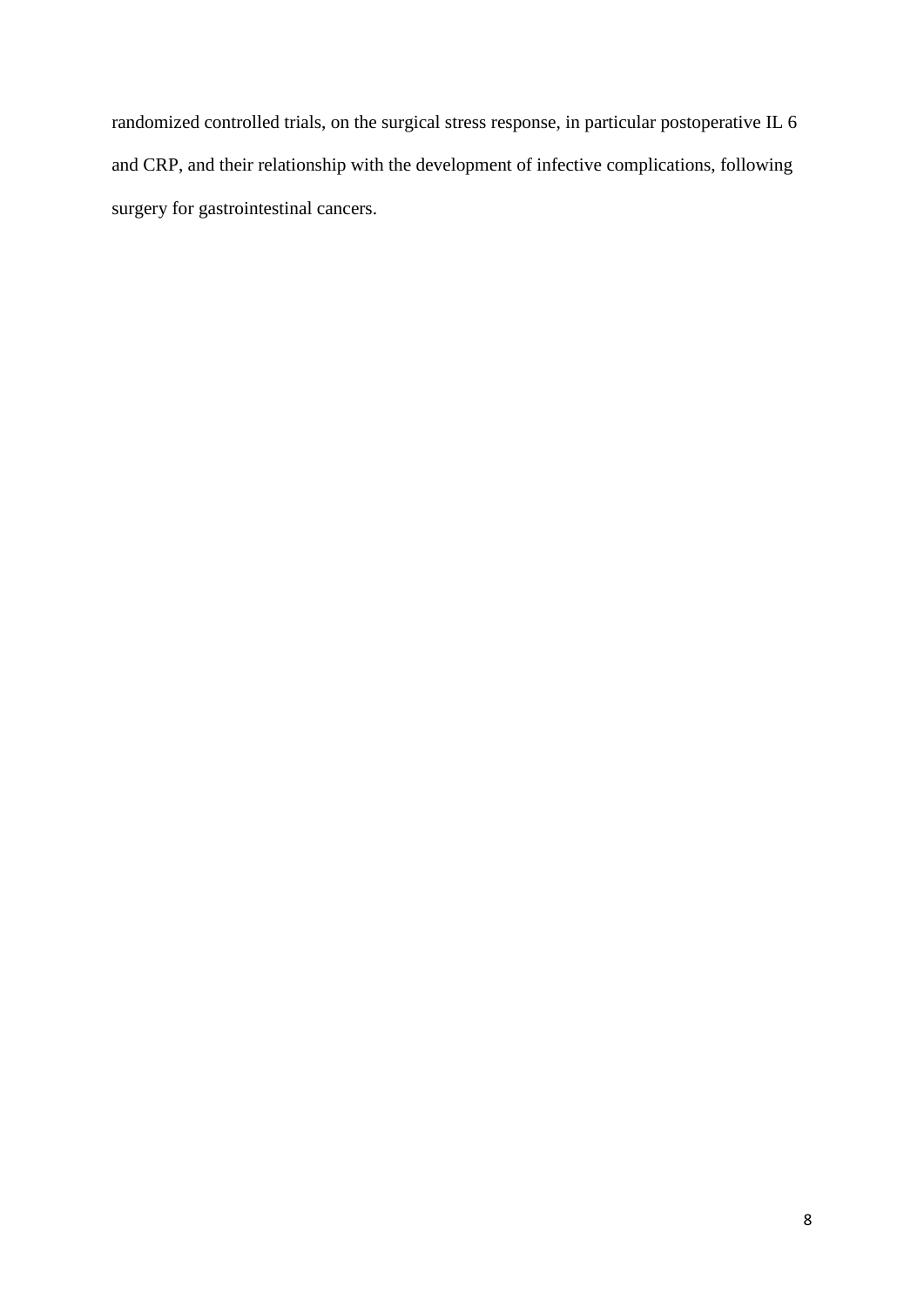randomized controlled trials, on the surgical stress response, in particular postoperative IL 6 and CRP, and their relationship with the development of infective complications, following surgery for gastrointestinal cancers.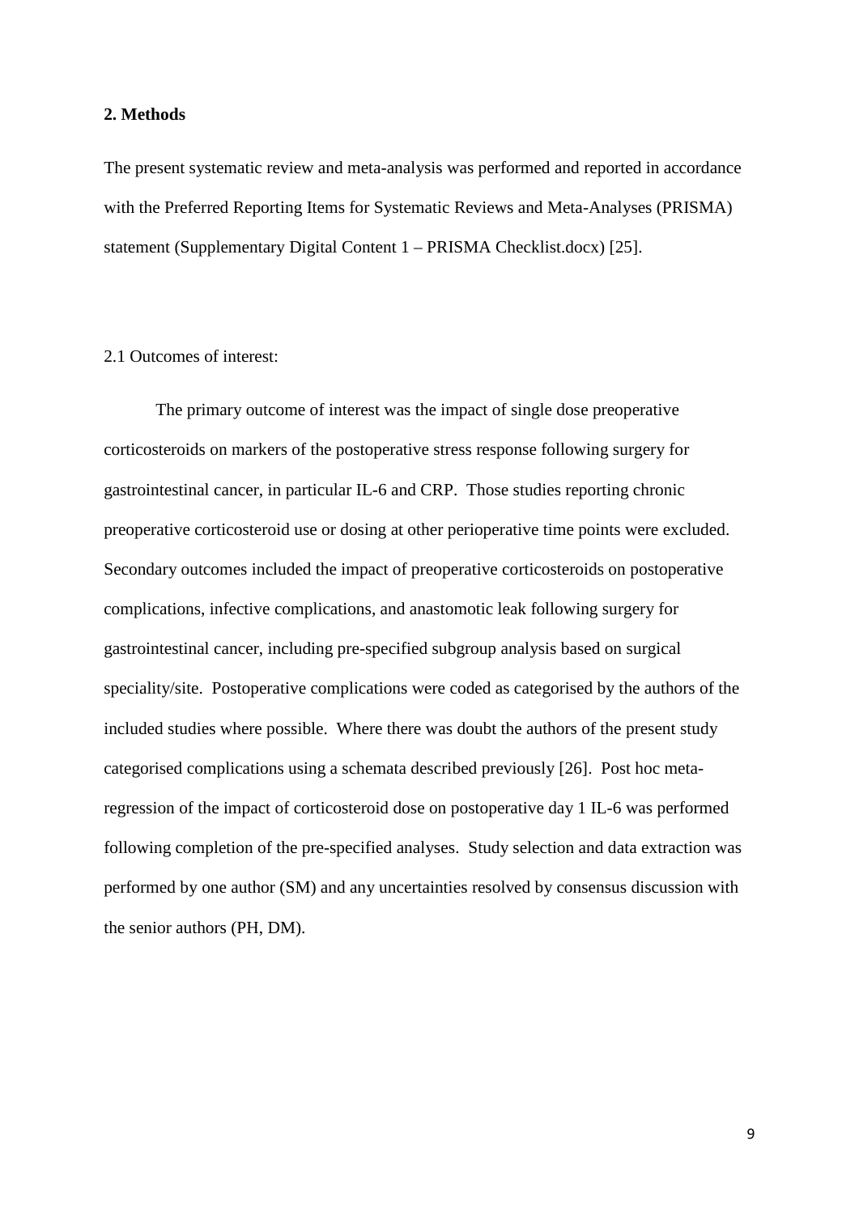## 2. Methods

The present systematic review and meta-analysis was performed and reported in accordance with the Preferred Reporting Items for Systematic Reviews and Meta-Analyses (PRISMA) statement (Supplementary Digital Content 1 – PRISMA Checklist.docx) [25].

### 2.1 Outcomes of interest:

The primary outcome of interest was the impact of single dose preoperative corticosteroids on markers of the postoperative stress response following surgery for gastrointestinal cancer, in particular IL-6 and CRP. Those studies reporting chronic preoperative corticosteroid use or dosing at other perioperative time points were excluded. Secondary outcomes included the impact of preoperative corticosteroids on postoperative complications, infective complications, and anastomotic leak following surgery for gastrointestinal cancer, including pre-specified subgroup analysis based on surgical speciality/site. Postoperative complications were coded as categorised by the authors of the included studies where possible. Where there was doubt the authors of the present study categorised complications using a schemata described previously [26]. Post hoc meta-regression of the impact of corticosteroid dose on postoperative day 1 IL-6 was performed following completion of the pre-specified analyses. Study selection and data extraction was performed by one author (SM) and any uncertainties resolved by consensus discussion with the senior authors (PH, DM).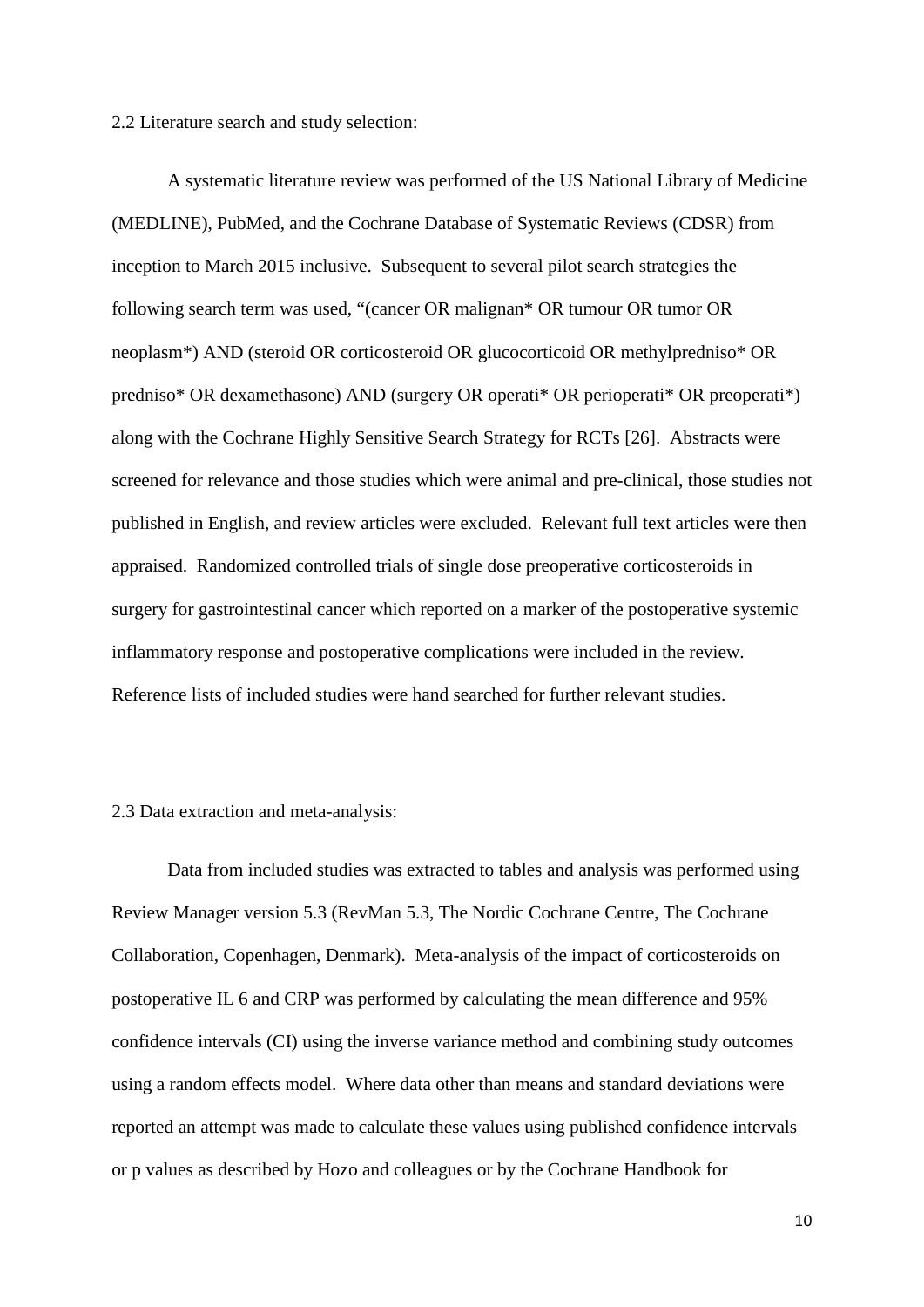## 2.2 Literature search and study selection:

A systematic literature review was performed of the US National Library of Medicine (MEDLINE), PubMed, and the Cochrane Database of Systematic Reviews (CDSR) from inception to March 2015 inclusive. Subsequent to several pilot search strategies the following search term was used, "(cancer OR malignan* OR tumour OR tumor OR neoplasm*) AND (steroid OR corticosteroid OR glucocorticoid OR methylpredniso* OR predniso* OR dexamethasone) AND (surgery OR operati* OR perioperati* OR preoperati*) along with the Cochrane Highly Sensitive Search Strategy for RCTs [26]. Abstracts were screened for relevance and those studies which were animal and pre-clinical, those studies not published in English, and review articles were excluded. Relevant full text articles were then appraised. Randomized controlled trials of single dose preoperative corticosteroids in surgery for gastrointestinal cancer which reported on a marker of the postoperative systemic inflammatory response and postoperative complications were included in the review. Reference lists of included studies were hand searched for further relevant studies.

## 2.3 Data extraction and meta-analysis:

Data from included studies was extracted to tables and analysis was performed using Review Manager version 5.3 (RevMan 5.3, The Nordic Cochrane Centre, The Cochrane Collaboration, Copenhagen, Denmark). Meta-analysis of the impact of corticosteroids on postoperative IL 6 and CRP was performed by calculating the mean difference and 95% confidence intervals (CI) using the inverse variance method and combining study outcomes using a random effects model. Where data other than means and standard deviations were reported an attempt was made to calculate these values using published confidence intervals or p values as described by Hozo and colleagues or by the Cochrane Handbook for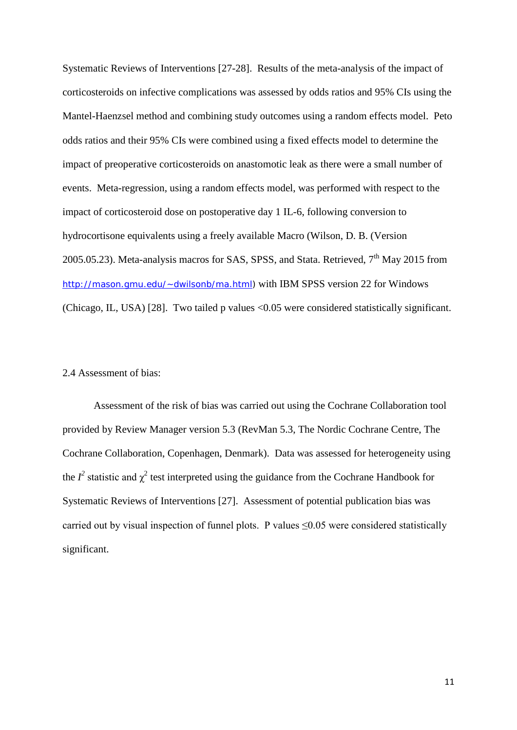Systematic Reviews of Interventions [27-28]. Results of the meta-analysis of the impact of corticosteroids on infective complications was assessed by odds ratios and 95% CIs using the Mantel-Haenzsel method and combining study outcomes using a random effects model. Peto odds ratios and their 95% CIs were combined using a fixed effects model to determine the impact of preoperative corticosteroids on anastomotic leak as there were a small number of events. Meta-regression, using a random effects model, was performed with respect to the impact of corticosteroid dose on postoperative day 1 IL-6, following conversion to hydrocortisone equivalents using a freely available Macro (Wilson, D. B. (Version 2005.05.23). Meta-analysis macros for SAS, SPSS, and Stata. Retrieved, 7[th] May 2015 from http://mason.gmu.edu/~dwilsonb/ma.html) with IBM SPSS version 22 for Windows (Chicago, IL, USA) [28]. Two tailed p values <0.05 were considered statistically significant.

2.4 Assessment of bias:

Assessment of the risk of bias was carried out using the Cochrane Collaboration tool provided by Review Manager version 5.3 (RevMan 5.3, The Nordic Cochrane Centre, The Cochrane Collaboration, Copenhagen, Denmark). Data was assessed for heterogeneity using the $I^2$ statistic and $\chi^2$ test interpreted using the guidance from the Cochrane Handbook for Systematic Reviews of Interventions [27]. Assessment of potential publication bias was carried out by visual inspection of funnel plots. P values $\leq 0.05$ were considered statistically significant.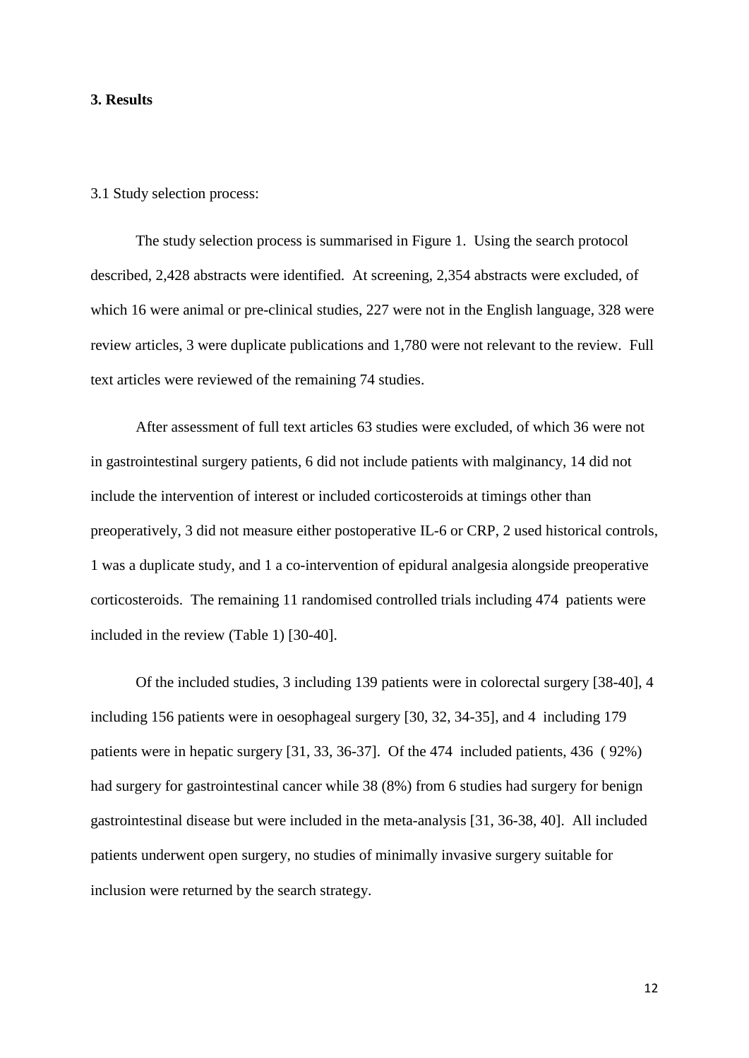## 3. Results

3.1 Study selection process:

The study selection process is summarised in Figure 1. Using the search protocol described, 2,428 abstracts were identified. At screening, 2,354 abstracts were excluded, of which 16 were animal or pre-clinical studies, 227 were not in the English language, 328 were review articles, 3 were duplicate publications and 1,780 were not relevant to the review. Full text articles were reviewed of the remaining 74 studies.

After assessment of full text articles 63 studies were excluded, of which 36 were not in gastrointestinal surgery patients, 6 did not include patients with malginancy, 14 did not include the intervention of interest or included corticosteroids at timings other than preoperatively, 3 did not measure either postoperative IL-6 or CRP, 2 used historical controls, 1 was a duplicate study, and 1 a co-intervention of epidural analgesia alongside preoperative corticosteroids. The remaining 11 randomised controlled trials including 474 patients were included in the review (Table 1) [30-40].

Of the included studies, 3 including 139 patients were in colorectal surgery [38-40], 4 including 156 patients were in oesophageal surgery [30, 32, 34-35], and 4 including 179 patients were in hepatic surgery [31, 33, 36-37]. Of the 474 included patients, 436 ( 92%) had surgery for gastrointestinal cancer while 38 (8%) from 6 studies had surgery for benign gastrointestinal disease but were included in the meta-analysis [31, 36-38, 40]. All included patients underwent open surgery, no studies of minimally invasive surgery suitable for inclusion were returned by the search strategy.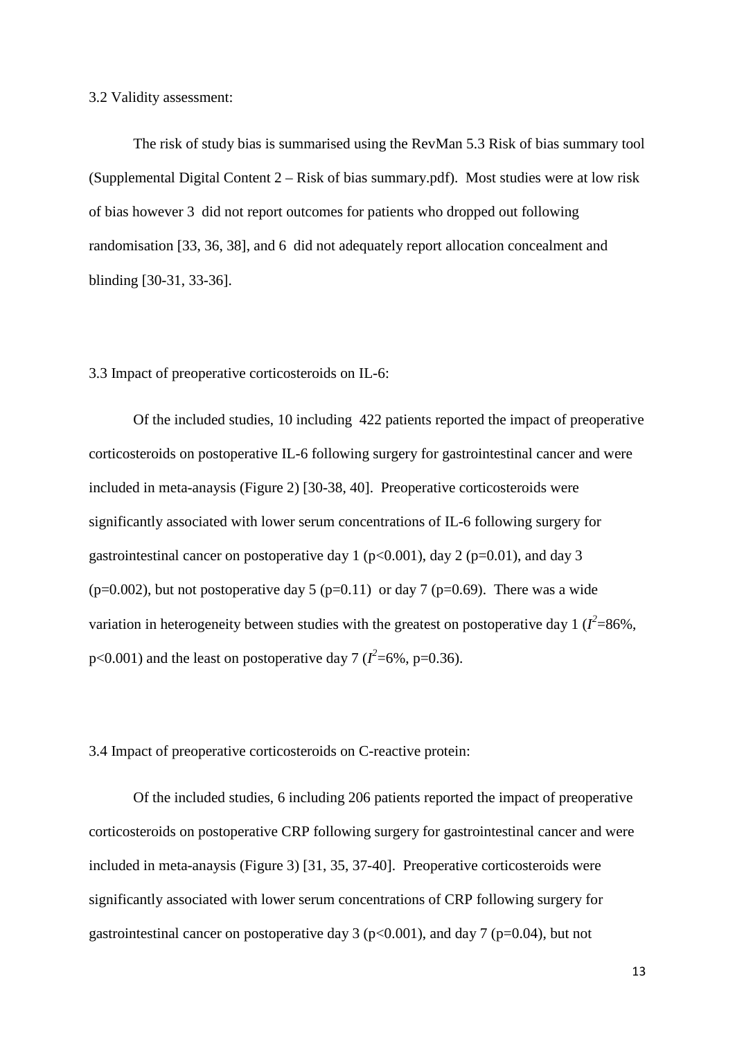3.2 Validity assessment:

The risk of study bias is summarised using the RevMan 5.3 Risk of bias summary tool (Supplemental Digital Content 2 – Risk of bias summary.pdf). Most studies were at low risk of bias however 3 did not report outcomes for patients who dropped out following randomisation [33, 36, 38], and 6 did not adequately report allocation concealment and blinding [30-31, 33-36].

3.3 Impact of preoperative corticosteroids on IL-6:

Of the included studies, 10 including 422 patients reported the impact of preoperative corticosteroids on postoperative IL-6 following surgery for gastrointestinal cancer and were included in meta-anaysis (Figure 2) [30-38, 40]. Preoperative corticosteroids were significantly associated with lower serum concentrations of IL-6 following surgery for gastrointestinal cancer on postoperative day 1 ($p<0.001$), day 2 ($p=0.01$), and day 3 ($p=0.002$), but not postoperative day 5 ($p=0.11$) or day 7 ($p=0.69$). There was a wide variation in heterogeneity between studies with the greatest on postoperative day 1 ($I^2$=86%, $p<0.001$) and the least on postoperative day 7 ($I^2$=6%, $p=0.36$).

3.4 Impact of preoperative corticosteroids on C-reactive protein:

Of the included studies, 6 including 206 patients reported the impact of preoperative corticosteroids on postoperative CRP following surgery for gastrointestinal cancer and were included in meta-anaysis (Figure 3) [31, 35, 37-40]. Preoperative corticosteroids were significantly associated with lower serum concentrations of CRP following surgery for gastrointestinal cancer on postoperative day 3 ($p<0.001$), and day 7 ($p=0.04$), but not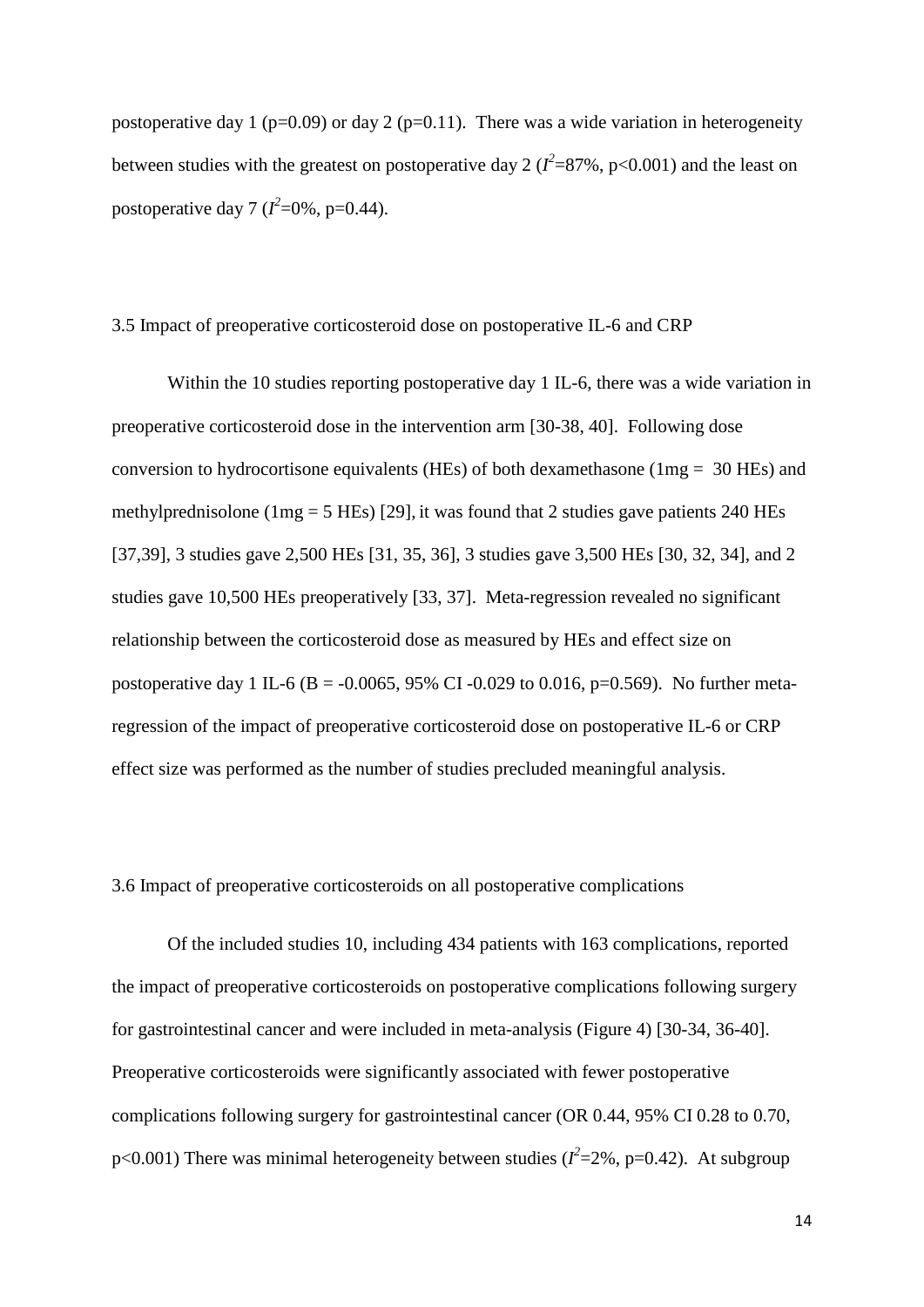postoperative day 1 (p=0.09) or day 2 (p=0.11). There was a wide variation in heterogeneity between studies with the greatest on postoperative day 2 ($I^2$=87%, p<0.001) and the least on postoperative day 7 ($I^2$=0%, p=0.44).

### 3.5 Impact of preoperative corticosteroid dose on postoperative IL-6 and CRP

Within the 10 studies reporting postoperative day 1 IL-6, there was a wide variation in preoperative corticosteroid dose in the intervention arm [30-38, 40]. Following dose conversion to hydrocortisone equivalents (HEs) of both dexamethasone (1mg = 30 HEs) and methylprednisolone (1mg = 5 HEs) [29], it was found that 2 studies gave patients 240 HEs [37,39], 3 studies gave 2,500 HEs [31, 35, 36], 3 studies gave 3,500 HEs [30, 32, 34], and 2 studies gave 10,500 HEs preoperatively [33, 37]. Meta-regression revealed no significant relationship between the corticosteroid dose as measured by HEs and effect size on postoperative day 1 IL-6 (B = -0.0065, 95% CI -0.029 to 0.016, p=0.569). No further meta-regression of the impact of preoperative corticosteroid dose on postoperative IL-6 or CRP effect size was performed as the number of studies precluded meaningful analysis.

### 3.6 Impact of preoperative corticosteroids on all postoperative complications

Of the included studies 10, including 434 patients with 163 complications, reported the impact of preoperative corticosteroids on postoperative complications following surgery for gastrointestinal cancer and were included in meta-analysis (Figure 4) [30-34, 36-40]. Preoperative corticosteroids were significantly associated with fewer postoperative complications following surgery for gastrointestinal cancer (OR 0.44, 95% CI 0.28 to 0.70, p<0.001) There was minimal heterogeneity between studies ($I^2$=2%, p=0.42). At subgroup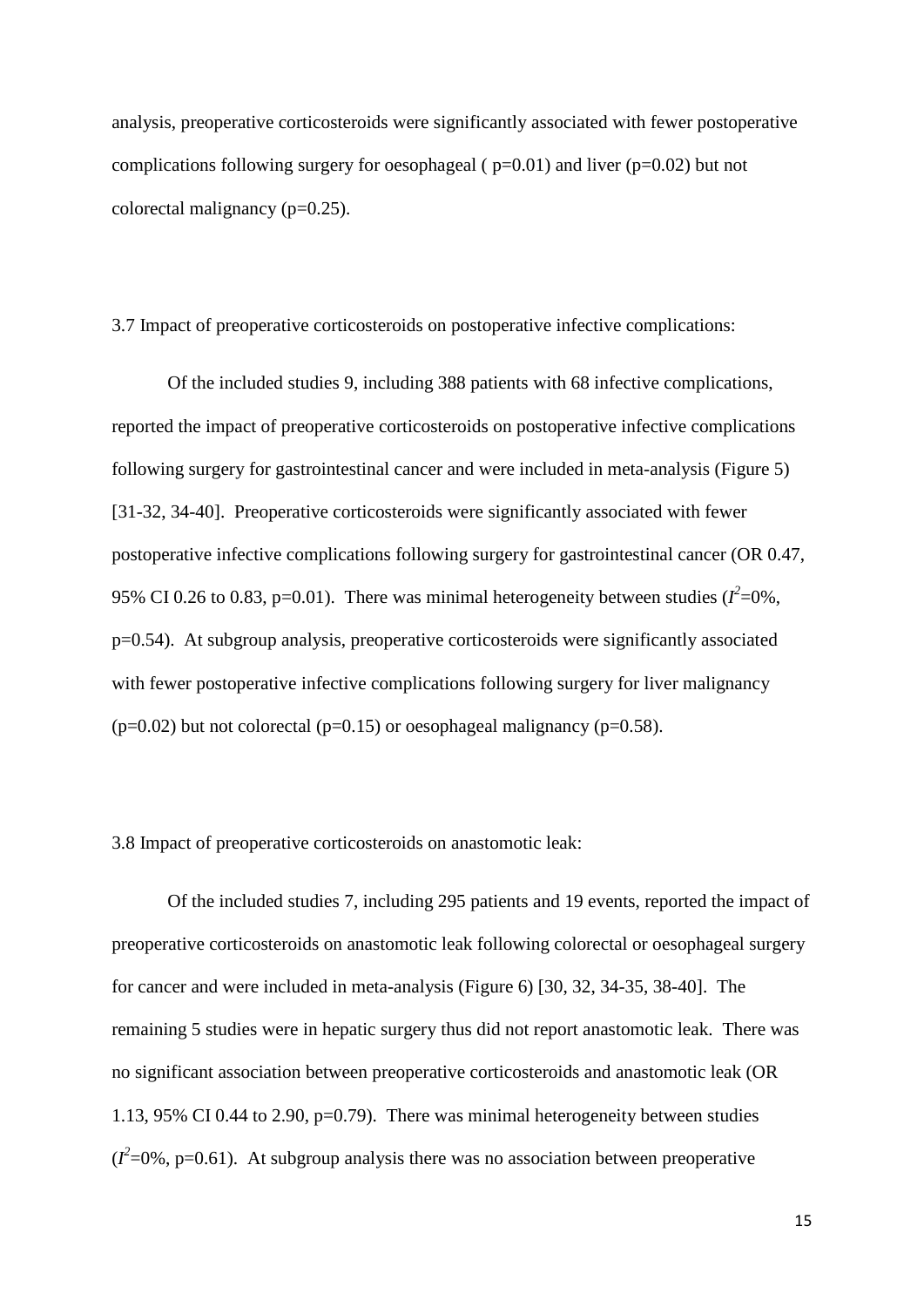analysis, preoperative corticosteroids were significantly associated with fewer postoperative complications following surgery for oesophageal ( p=0.01) and liver (p=0.02) but not colorectal malignancy (p=0.25).

3.7 Impact of preoperative corticosteroids on postoperative infective complications:

Of the included studies 9, including 388 patients with 68 infective complications, reported the impact of preoperative corticosteroids on postoperative infective complications following surgery for gastrointestinal cancer and were included in meta-analysis (Figure 5) [31-32, 34-40]. Preoperative corticosteroids were significantly associated with fewer postoperative infective complications following surgery for gastrointestinal cancer (OR 0.47, 95% CI 0.26 to 0.83, p=0.01). There was minimal heterogeneity between studies ($I^2$=0%, p=0.54). At subgroup analysis, preoperative corticosteroids were significantly associated with fewer postoperative infective complications following surgery for liver malignancy (p=0.02) but not colorectal (p=0.15) or oesophageal malignancy (p=0.58).

3.8 Impact of preoperative corticosteroids on anastomotic leak:

Of the included studies 7, including 295 patients and 19 events, reported the impact of preoperative corticosteroids on anastomotic leak following colorectal or oesophageal surgery for cancer and were included in meta-analysis (Figure 6) [30, 32, 34-35, 38-40]. The remaining 5 studies were in hepatic surgery thus did not report anastomotic leak. There was no significant association between preoperative corticosteroids and anastomotic leak (OR 1.13, 95% CI 0.44 to 2.90, p=0.79). There was minimal heterogeneity between studies ($I^2$=0%, p=0.61). At subgroup analysis there was no association between preoperative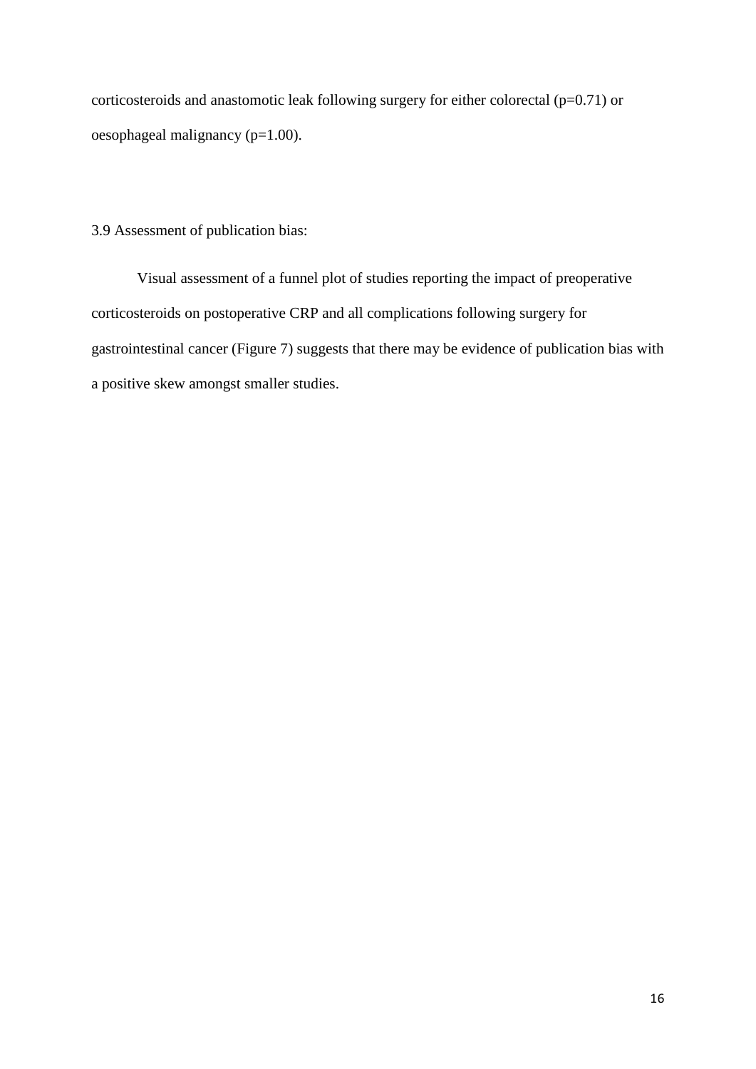corticosteroids and anastomotic leak following surgery for either colorectal ($p=0.71$) or oesophageal malignancy ($p=1.00$).

### 3.9 Assessment of publication bias:

Visual assessment of a funnel plot of studies reporting the impact of preoperative corticosteroids on postoperative CRP and all complications following surgery for gastrointestinal cancer (Figure 7) suggests that there may be evidence of publication bias with a positive skew amongst smaller studies.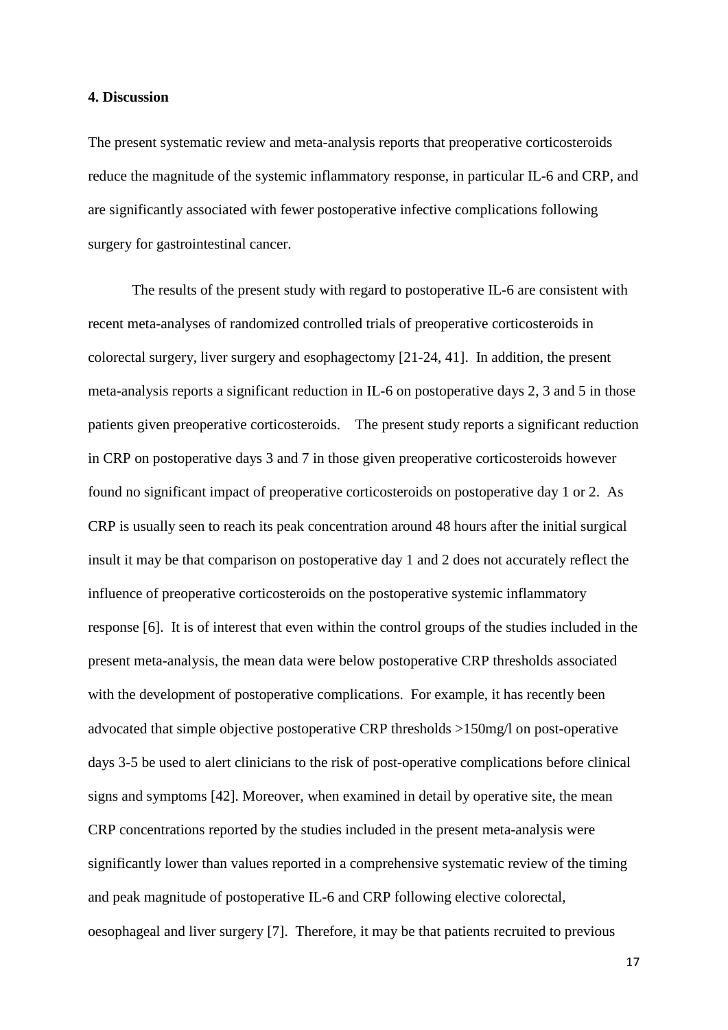## 4. Discussion

The present systematic review and meta-analysis reports that preoperative corticosteroids reduce the magnitude of the systemic inflammatory response, in particular IL-6 and CRP, and are significantly associated with fewer postoperative infective complications following surgery for gastrointestinal cancer.

The results of the present study with regard to postoperative IL-6 are consistent with recent meta-analyses of randomized controlled trials of preoperative corticosteroids in colorectal surgery, liver surgery and esophagectomy [21-24, 41]. In addition, the present meta-analysis reports a significant reduction in IL-6 on postoperative days 2, 3 and 5 in those patients given preoperative corticosteroids. The present study reports a significant reduction in CRP on postoperative days 3 and 7 in those given preoperative corticosteroids however found no significant impact of preoperative corticosteroids on postoperative day 1 or 2. As CRP is usually seen to reach its peak concentration around 48 hours after the initial surgical insult it may be that comparison on postoperative day 1 and 2 does not accurately reflect the influence of preoperative corticosteroids on the postoperative systemic inflammatory response [6]. It is of interest that even within the control groups of the studies included in the present meta-analysis, the mean data were below postoperative CRP thresholds associated with the development of postoperative complications. For example, it has recently been advocated that simple objective postoperative CRP thresholds >150mg/l on post-operative days 3-5 be used to alert clinicians to the risk of post-operative complications before clinical signs and symptoms [42]. Moreover, when examined in detail by operative site, the mean CRP concentrations reported by the studies included in the present meta-analysis were significantly lower than values reported in a comprehensive systematic review of the timing and peak magnitude of postoperative IL-6 and CRP following elective colorectal, oesophageal and liver surgery [7]. Therefore, it may be that patients recruited to previous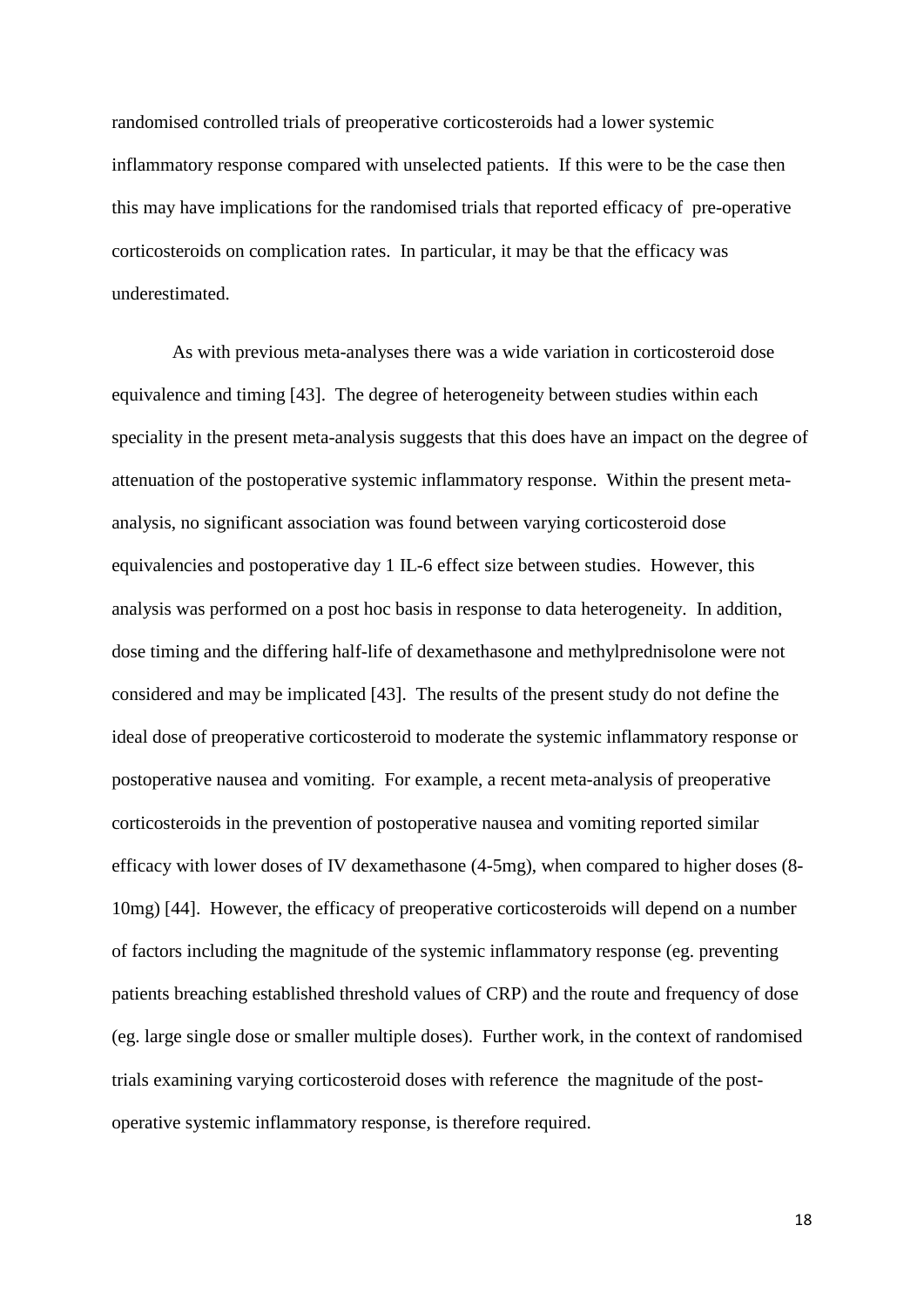randomised controlled trials of preoperative corticosteroids had a lower systemic inflammatory response compared with unselected patients. If this were to be the case then this may have implications for the randomised trials that reported efficacy of pre-operative corticosteroids on complication rates. In particular, it may be that the efficacy was underestimated.

As with previous meta-analyses there was a wide variation in corticosteroid dose equivalence and timing [43]. The degree of heterogeneity between studies within each speciality in the present meta-analysis suggests that this does have an impact on the degree of attenuation of the postoperative systemic inflammatory response. Within the present meta-analysis, no significant association was found between varying corticosteroid dose equivalencies and postoperative day 1 IL-6 effect size between studies. However, this analysis was performed on a post hoc basis in response to data heterogeneity. In addition, dose timing and the differing half-life of dexamethasone and methylprednisolone were not considered and may be implicated [43]. The results of the present study do not define the ideal dose of preoperative corticosteroid to moderate the systemic inflammatory response or postoperative nausea and vomiting. For example, a recent meta-analysis of preoperative corticosteroids in the prevention of postoperative nausea and vomiting reported similar efficacy with lower doses of IV dexamethasone (4-5mg), when compared to higher doses (8-10mg) [44]. However, the efficacy of preoperative corticosteroids will depend on a number of factors including the magnitude of the systemic inflammatory response (eg. preventing patients breaching established threshold values of CRP) and the route and frequency of dose (eg. large single dose or smaller multiple doses). Further work, in the context of randomised trials examining varying corticosteroid doses with reference the magnitude of the post-operative systemic inflammatory response, is therefore required.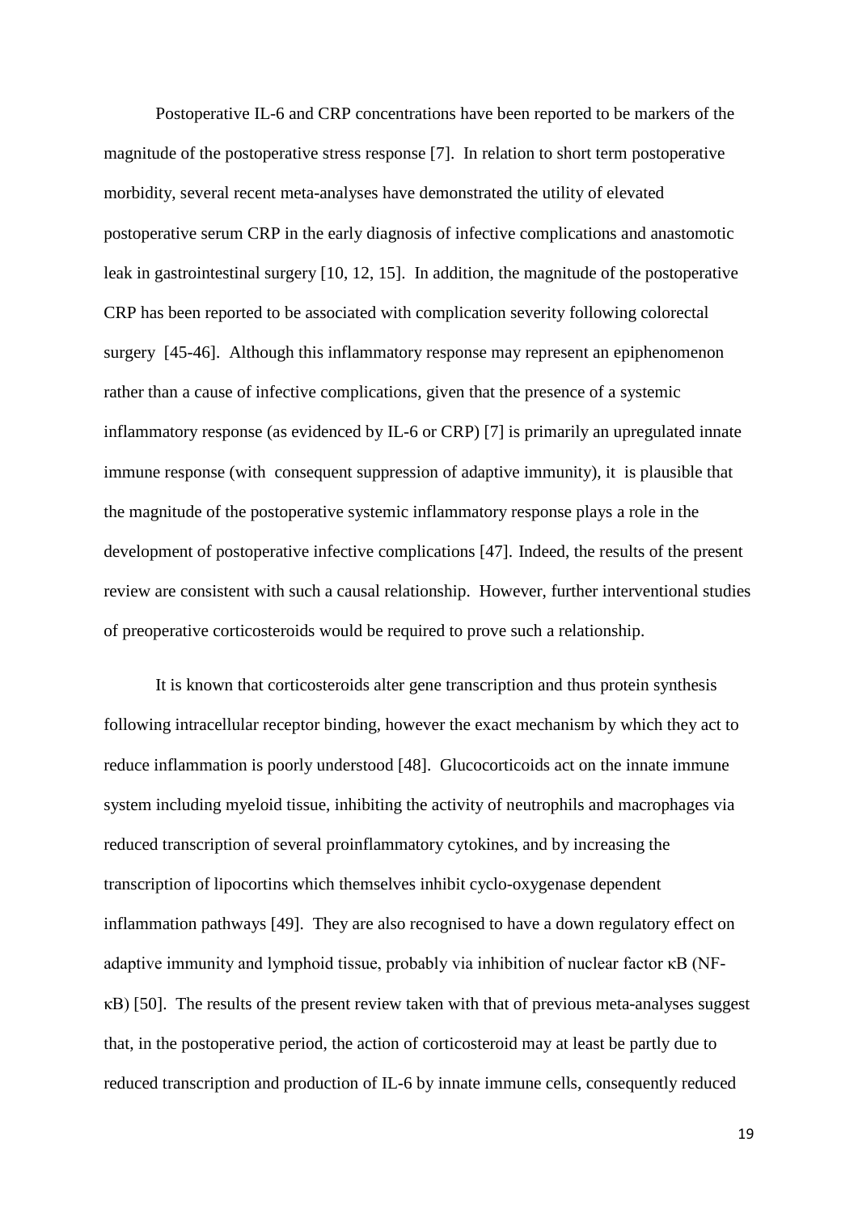Postoperative IL-6 and CRP concentrations have been reported to be markers of the magnitude of the postoperative stress response [7]. In relation to short term postoperative morbidity, several recent meta-analyses have demonstrated the utility of elevated postoperative serum CRP in the early diagnosis of infective complications and anastomotic leak in gastrointestinal surgery [10, 12, 15]. In addition, the magnitude of the postoperative CRP has been reported to be associated with complication severity following colorectal surgery [45-46]. Although this inflammatory response may represent an epiphenomenon rather than a cause of infective complications, given that the presence of a systemic inflammatory response (as evidenced by IL-6 or CRP) [7] is primarily an upregulated innate immune response (with consequent suppression of adaptive immunity), it is plausible that the magnitude of the postoperative systemic inflammatory response plays a role in the development of postoperative infective complications [47]. Indeed, the results of the present review are consistent with such a causal relationship. However, further interventional studies of preoperative corticosteroids would be required to prove such a relationship.

It is known that corticosteroids alter gene transcription and thus protein synthesis following intracellular receptor binding, however the exact mechanism by which they act to reduce inflammation is poorly understood [48]. Glucocorticoids act on the innate immune system including myeloid tissue, inhibiting the activity of neutrophils and macrophages via reduced transcription of several proinflammatory cytokines, and by increasing the transcription of lipocortins which themselves inhibit cyclo-oxygenase dependent inflammation pathways [49]. They are also recognised to have a down regulatory effect on adaptive immunity and lymphoid tissue, probably via inhibition of nuclear factor κB (NF-κB) [50]. The results of the present review taken with that of previous meta-analyses suggest that, in the postoperative period, the action of corticosteroid may at least be partly due to reduced transcription and production of IL-6 by innate immune cells, consequently reduced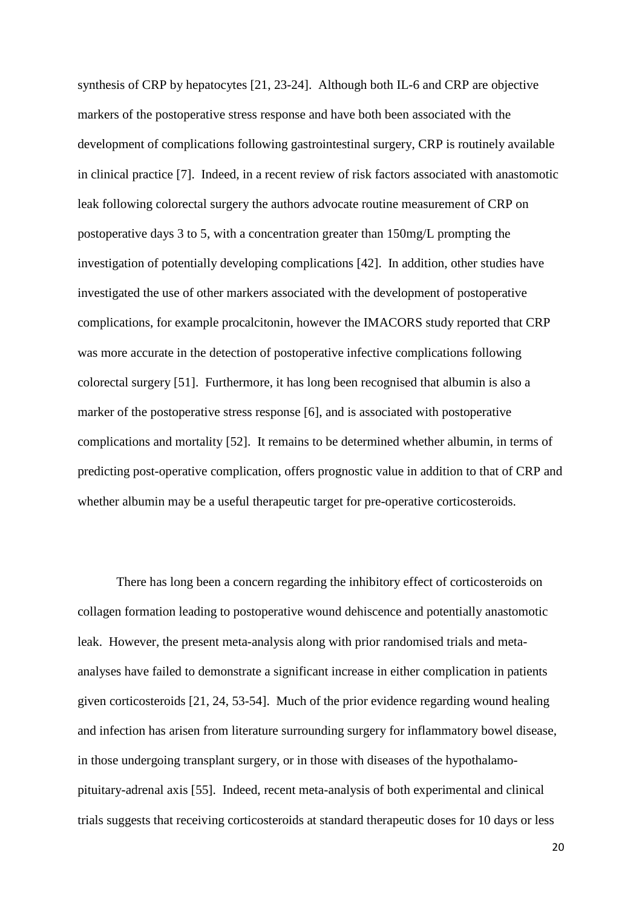synthesis of CRP by hepatocytes [21, 23-24]. Although both IL-6 and CRP are objective markers of the postoperative stress response and have both been associated with the development of complications following gastrointestinal surgery, CRP is routinely available in clinical practice [7]. Indeed, in a recent review of risk factors associated with anastomotic leak following colorectal surgery the authors advocate routine measurement of CRP on postoperative days 3 to 5, with a concentration greater than 150mg/L prompting the investigation of potentially developing complications [42]. In addition, other studies have investigated the use of other markers associated with the development of postoperative complications, for example procalcitonin, however the IMACORS study reported that CRP was more accurate in the detection of postoperative infective complications following colorectal surgery [51]. Furthermore, it has long been recognised that albumin is also a marker of the postoperative stress response [6], and is associated with postoperative complications and mortality [52]. It remains to be determined whether albumin, in terms of predicting post-operative complication, offers prognostic value in addition to that of CRP and whether albumin may be a useful therapeutic target for pre-operative corticosteroids.

There has long been a concern regarding the inhibitory effect of corticosteroids on collagen formation leading to postoperative wound dehiscence and potentially anastomotic leak. However, the present meta-analysis along with prior randomised trials and meta-analyses have failed to demonstrate a significant increase in either complication in patients given corticosteroids [21, 24, 53-54]. Much of the prior evidence regarding wound healing and infection has arisen from literature surrounding surgery for inflammatory bowel disease, in those undergoing transplant surgery, or in those with diseases of the hypothalamo-pituitary-adrenal axis [55]. Indeed, recent meta-analysis of both experimental and clinical trials suggests that receiving corticosteroids at standard therapeutic doses for 10 days or less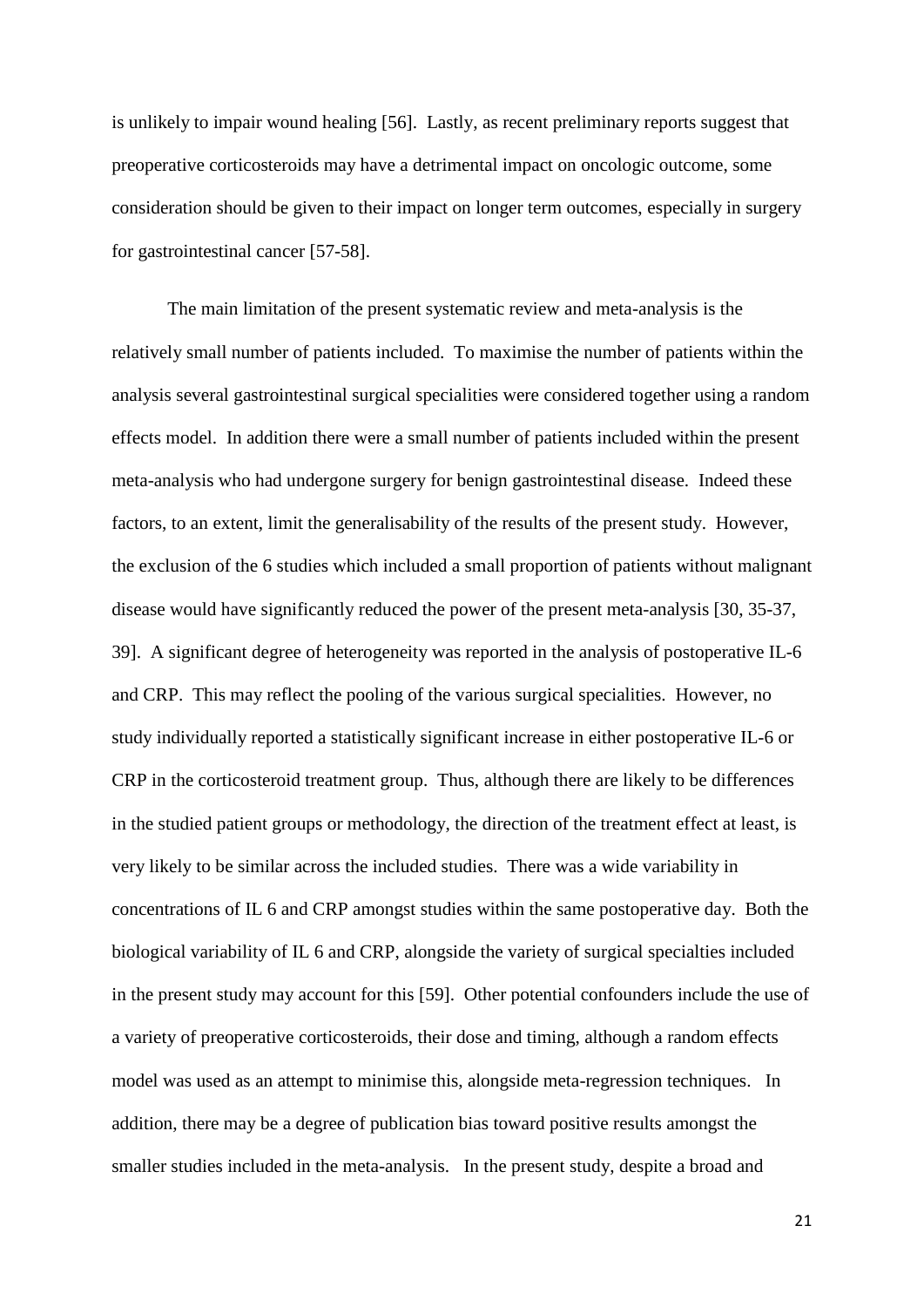is unlikely to impair wound healing [56]. Lastly, as recent preliminary reports suggest that preoperative corticosteroids may have a detrimental impact on oncologic outcome, some consideration should be given to their impact on longer term outcomes, especially in surgery for gastrointestinal cancer [57-58].

The main limitation of the present systematic review and meta-analysis is the relatively small number of patients included. To maximise the number of patients within the analysis several gastrointestinal surgical specialities were considered together using a random effects model. In addition there were a small number of patients included within the present meta-analysis who had undergone surgery for benign gastrointestinal disease. Indeed these factors, to an extent, limit the generalisability of the results of the present study. However, the exclusion of the 6 studies which included a small proportion of patients without malignant disease would have significantly reduced the power of the present meta-analysis [30, 35-37, 39]. A significant degree of heterogeneity was reported in the analysis of postoperative IL-6 and CRP. This may reflect the pooling of the various surgical specialities. However, no study individually reported a statistically significant increase in either postoperative IL-6 or CRP in the corticosteroid treatment group. Thus, although there are likely to be differences in the studied patient groups or methodology, the direction of the treatment effect at least, is very likely to be similar across the included studies. There was a wide variability in concentrations of IL 6 and CRP amongst studies within the same postoperative day. Both the biological variability of IL 6 and CRP, alongside the variety of surgical specialties included in the present study may account for this [59]. Other potential confounders include the use of a variety of preoperative corticosteroids, their dose and timing, although a random effects model was used as an attempt to minimise this, alongside meta-regression techniques. In addition, there may be a degree of publication bias toward positive results amongst the smaller studies included in the meta-analysis. In the present study, despite a broad and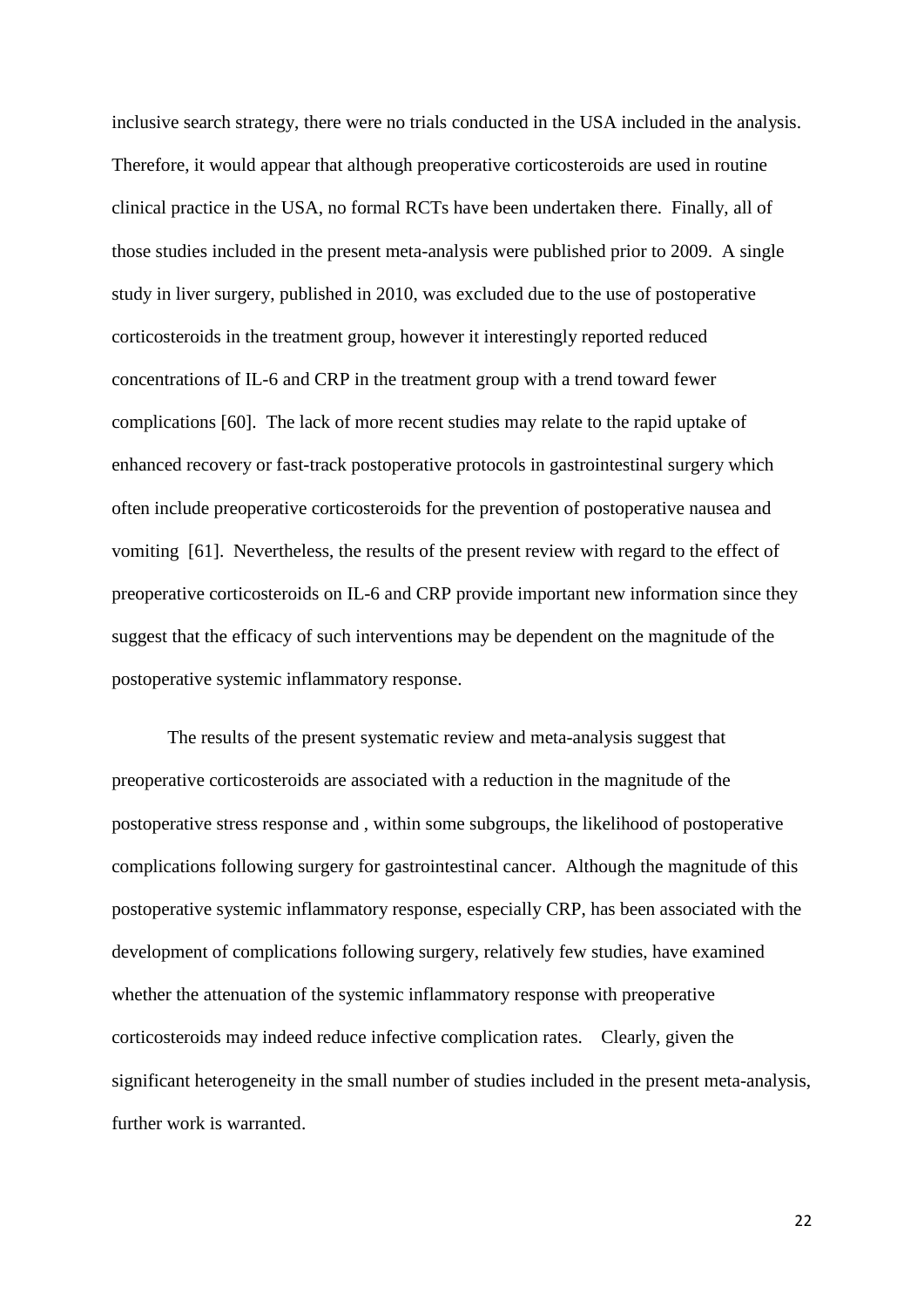inclusive search strategy, there were no trials conducted in the USA included in the analysis. Therefore, it would appear that although preoperative corticosteroids are used in routine clinical practice in the USA, no formal RCTs have been undertaken there. Finally, all of those studies included in the present meta-analysis were published prior to 2009. A single study in liver surgery, published in 2010, was excluded due to the use of postoperative corticosteroids in the treatment group, however it interestingly reported reduced concentrations of IL-6 and CRP in the treatment group with a trend toward fewer complications [60]. The lack of more recent studies may relate to the rapid uptake of enhanced recovery or fast-track postoperative protocols in gastrointestinal surgery which often include preoperative corticosteroids for the prevention of postoperative nausea and vomiting [61]. Nevertheless, the results of the present review with regard to the effect of preoperative corticosteroids on IL-6 and CRP provide important new information since they suggest that the efficacy of such interventions may be dependent on the magnitude of the postoperative systemic inflammatory response.

The results of the present systematic review and meta-analysis suggest that preoperative corticosteroids are associated with a reduction in the magnitude of the postoperative stress response and , within some subgroups, the likelihood of postoperative complications following surgery for gastrointestinal cancer. Although the magnitude of this postoperative systemic inflammatory response, especially CRP, has been associated with the development of complications following surgery, relatively few studies, have examined whether the attenuation of the systemic inflammatory response with preoperative corticosteroids may indeed reduce infective complication rates. Clearly, given the significant heterogeneity in the small number of studies included in the present meta-analysis, further work is warranted.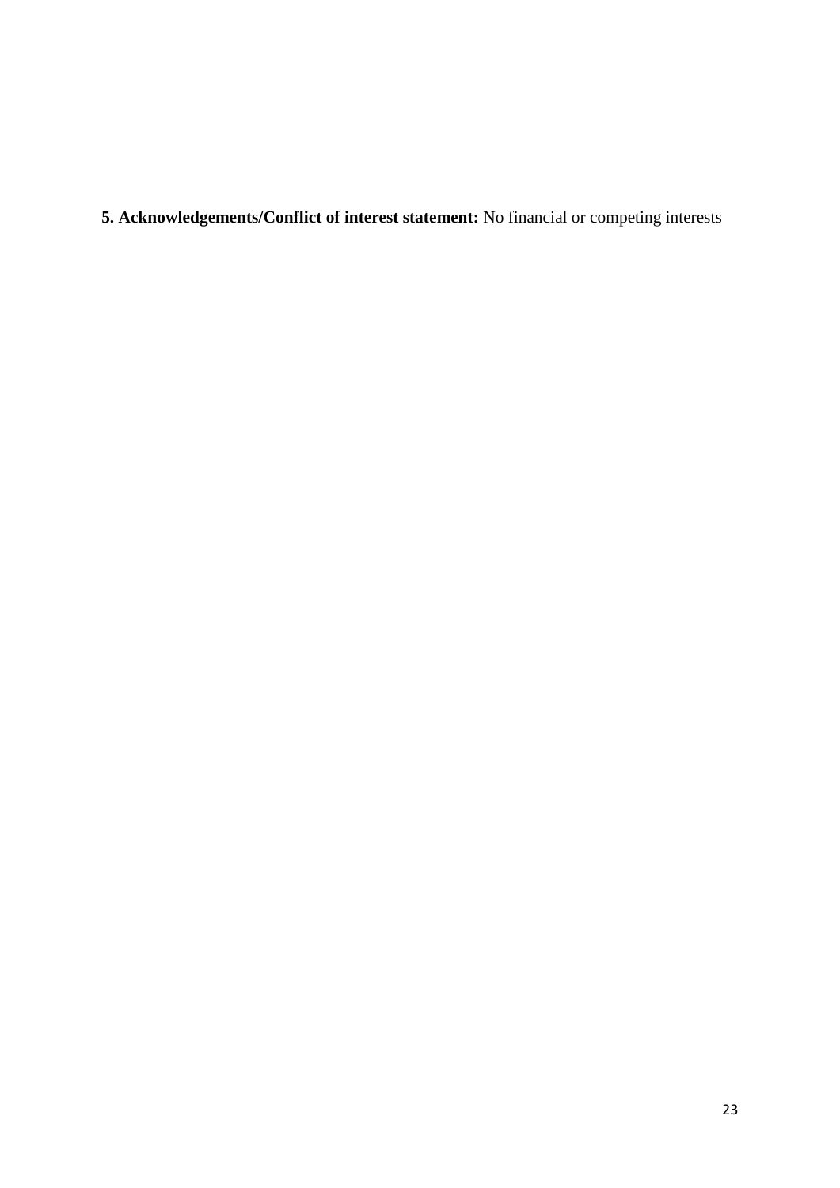**5. Acknowledgements/Conflict of interest statement:** No financial or competing interests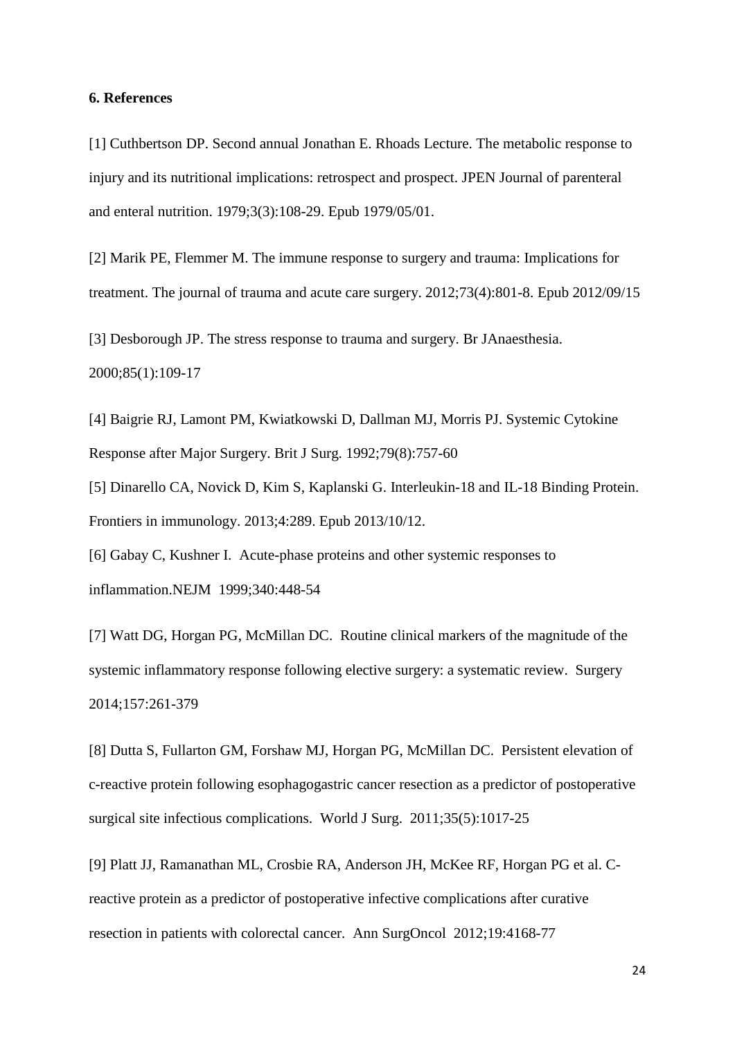**6. References**

[1] Cuthbertson DP. Second annual Jonathan E. Rhoads Lecture. The metabolic response to injury and its nutritional implications: retrospect and prospect. JPEN Journal of parenteral and enteral nutrition. 1979;3(3):108-29. Epub 1979/05/01.

[2] Marik PE, Flemmer M. The immune response to surgery and trauma: Implications for treatment. The journal of trauma and acute care surgery. 2012;73(4):801-8. Epub 2012/09/15

[3] Desborough JP. The stress response to trauma and surgery. Br JAnaesthesia. 2000;85(1):109-17

[4] Baigrie RJ, Lamont PM, Kwiatkowski D, Dallman MJ, Morris PJ. Systemic Cytokine Response after Major Surgery. Brit J Surg. 1992;79(8):757-60

[5] Dinarello CA, Novick D, Kim S, Kaplanski G. Interleukin-18 and IL-18 Binding Protein. Frontiers in immunology. 2013;4:289. Epub 2013/10/12.

[6] Gabay C, Kushner I. Acute-phase proteins and other systemic responses to inflammation.NEJM 1999;340:448-54

[7] Watt DG, Horgan PG, McMillan DC. Routine clinical markers of the magnitude of the systemic inflammatory response following elective surgery: a systematic review. Surgery 2014;157:261-379

[8] Dutta S, Fullarton GM, Forshaw MJ, Horgan PG, McMillan DC. Persistent elevation of c-reactive protein following esophagogastric cancer resection as a predictor of postoperative surgical site infectious complications. World J Surg. 2011;35(5):1017-25

[9] Platt JJ, Ramanathan ML, Crosbie RA, Anderson JH, McKee RF, Horgan PG et al. C-reactive protein as a predictor of postoperative infective complications after curative resection in patients with colorectal cancer. Ann SurgOncol 2012;19:4168-77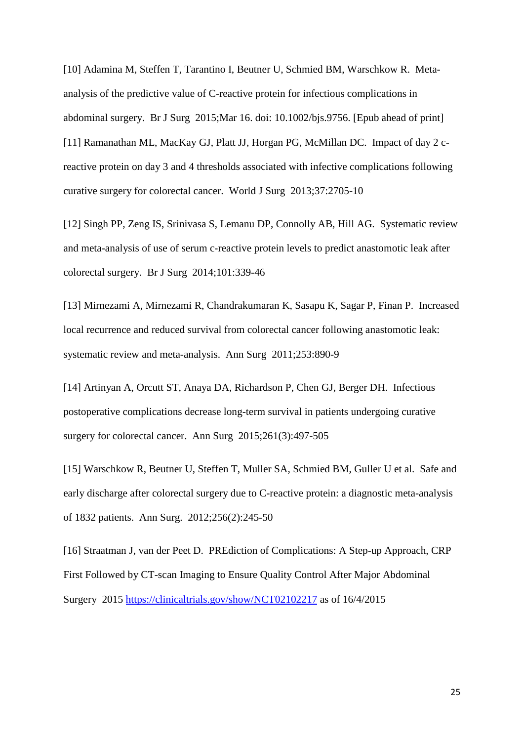[10] Adamina M, Steffen T, Tarantino I, Beutner U, Schmied BM, Warschkow R. Meta-analysis of the predictive value of C-reactive protein for infectious complications in abdominal surgery. Br J Surg 2015;Mar 16. doi: 10.1002/bjs.9756. [Epub ahead of print]

[11] Ramanathan ML, MacKay GJ, Platt JJ, Horgan PG, McMillan DC. Impact of day 2 c-reactive protein on day 3 and 4 thresholds associated with infective complications following curative surgery for colorectal cancer. World J Surg 2013;37:2705-10

[12] Singh PP, Zeng IS, Srinivasa S, Lemanu DP, Connolly AB, Hill AG. Systematic review and meta-analysis of use of serum c-reactive protein levels to predict anastomotic leak after colorectal surgery. Br J Surg 2014;101:339-46

[13] Mirnezami A, Mirnezami R, Chandrakumaran K, Sasapu K, Sagar P, Finan P. Increased local recurrence and reduced survival from colorectal cancer following anastomotic leak: systematic review and meta-analysis. Ann Surg 2011;253:890-9

[14] Artinyan A, Orcutt ST, Anaya DA, Richardson P, Chen GJ, Berger DH. Infectious postoperative complications decrease long-term survival in patients undergoing curative surgery for colorectal cancer. Ann Surg 2015;261(3):497-505

[15] Warschkow R, Beutner U, Steffen T, Muller SA, Schmied BM, Guller U et al. Safe and early discharge after colorectal surgery due to C-reactive protein: a diagnostic meta-analysis of 1832 patients. Ann Surg. 2012;256(2):245-50

[16] Straatman J, van der Peet D. PREdiction of Complications: A Step-up Approach, CRP First Followed by CT-scan Imaging to Ensure Quality Control After Major Abdominal Surgery 2015 https://clinicaltrials.gov/show/NCT02102217 as of 16/4/2015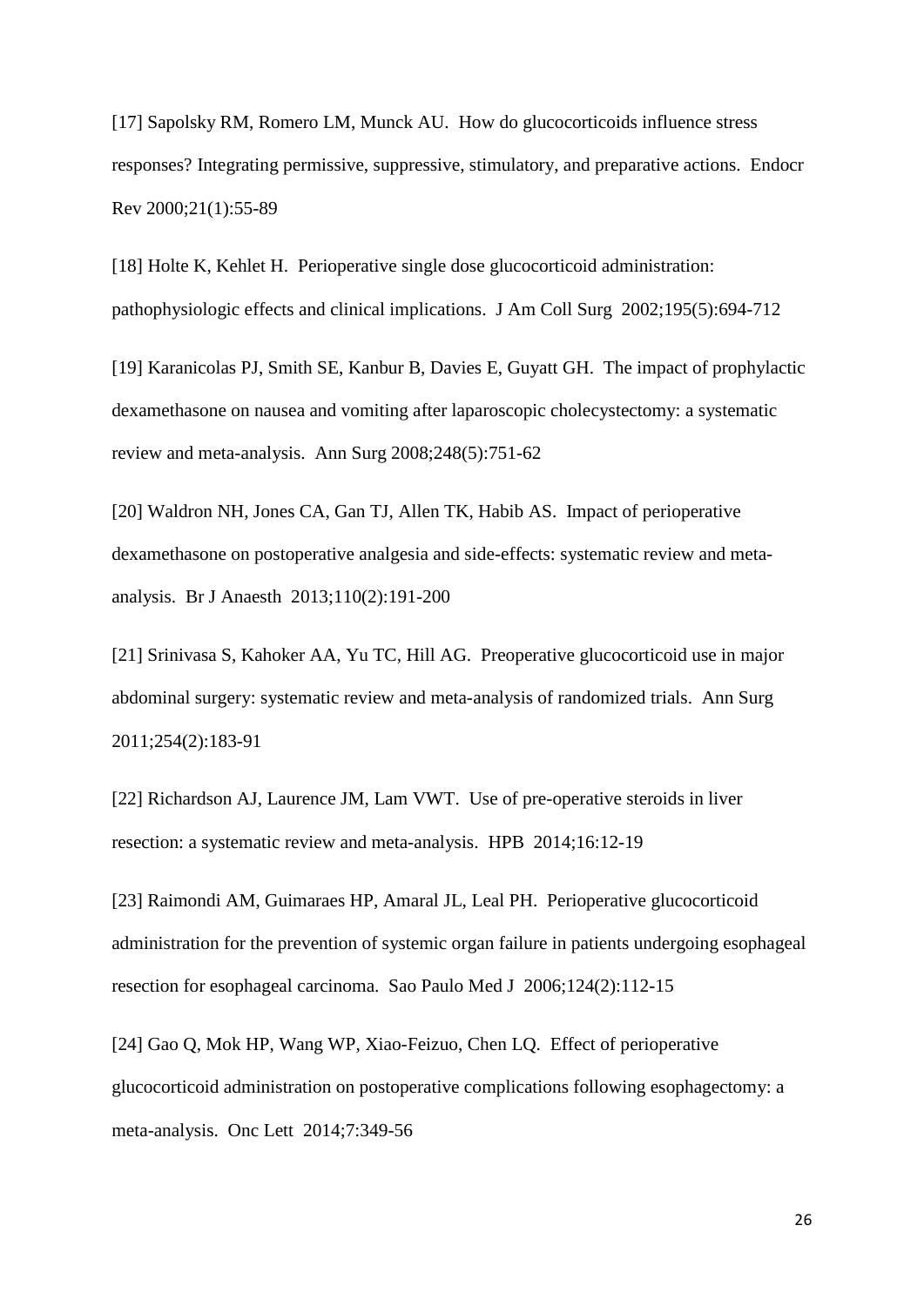[17] Sapolsky RM, Romero LM, Munck AU. How do glucocorticoids influence stress responses? Integrating permissive, suppressive, stimulatory, and preparative actions. Endocr Rev 2000;21(1):55-89

[18] Holte K, Kehlet H. Perioperative single dose glucocorticoid administration: pathophysiologic effects and clinical implications. J Am Coll Surg 2002;195(5):694-712

[19] Karanicolas PJ, Smith SE, Kanbur B, Davies E, Guyatt GH. The impact of prophylactic dexamethasone on nausea and vomiting after laparoscopic cholecystectomy: a systematic review and meta-analysis. Ann Surg 2008;248(5):751-62

[20] Waldron NH, Jones CA, Gan TJ, Allen TK, Habib AS. Impact of perioperative dexamethasone on postoperative analgesia and side-effects: systematic review and meta-analysis. Br J Anaesth 2013;110(2):191-200

[21] Srinivasa S, Kahoker AA, Yu TC, Hill AG. Preoperative glucocorticoid use in major abdominal surgery: systematic review and meta-analysis of randomized trials. Ann Surg 2011;254(2):183-91

[22] Richardson AJ, Laurence JM, Lam VWT. Use of pre-operative steroids in liver resection: a systematic review and meta-analysis. HPB 2014;16:12-19

[23] Raimondi AM, Guimaraes HP, Amaral JL, Leal PH. Perioperative glucocorticoid administration for the prevention of systemic organ failure in patients undergoing esophageal resection for esophageal carcinoma. Sao Paulo Med J 2006;124(2):112-15

[24] Gao Q, Mok HP, Wang WP, Xiao-Feizuo, Chen LQ. Effect of perioperative glucocorticoid administration on postoperative complications following esophagectomy: a meta-analysis. Onc Lett 2014;7:349-56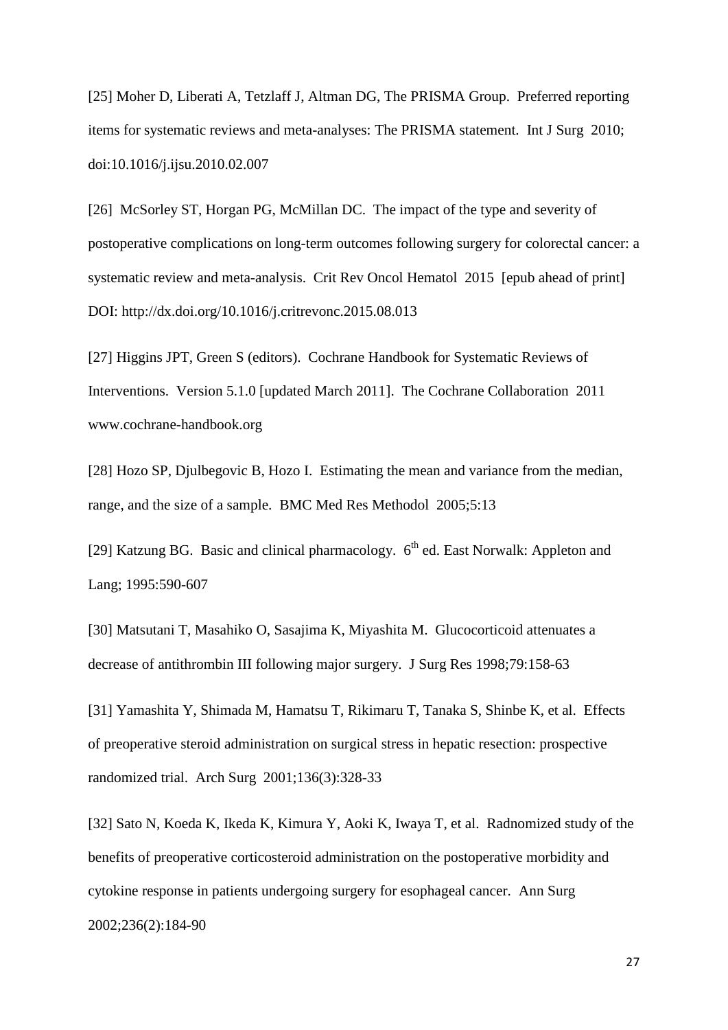[25] Moher D, Liberati A, Tetzlaff J, Altman DG, The PRISMA Group. Preferred reporting items for systematic reviews and meta-analyses: The PRISMA statement. Int J Surg 2010; doi:10.1016/j.ijsu.2010.02.007

[26] McSorley ST, Horgan PG, McMillan DC. The impact of the type and severity of postoperative complications on long-term outcomes following surgery for colorectal cancer: a systematic review and meta-analysis. Crit Rev Oncol Hematol 2015 [epub ahead of print] DOI: http://dx.doi.org/10.1016/j.critrevonc.2015.08.013

[27] Higgins JPT, Green S (editors). Cochrane Handbook for Systematic Reviews of Interventions. Version 5.1.0 [updated March 2011]. The Cochrane Collaboration 2011 www.cochrane-handbook.org

[28] Hozo SP, Djulbegovic B, Hozo I. Estimating the mean and variance from the median, range, and the size of a sample. BMC Med Res Methodol 2005;5:13

[29] Katzung BG. Basic and clinical pharmacology. 6th ed. East Norwalk: Appleton and Lang; 1995:590-607

[30] Matsutani T, Masahiko O, Sasajima K, Miyashita M. Glucocorticoid attenuates a decrease of antithrombin III following major surgery. J Surg Res 1998;79:158-63

[31] Yamashita Y, Shimada M, Hamatsu T, Rikimaru T, Tanaka S, Shinbe K, et al. Effects of preoperative steroid administration on surgical stress in hepatic resection: prospective randomized trial. Arch Surg 2001;136(3):328-33

[32] Sato N, Koeda K, Ikeda K, Kimura Y, Aoki K, Iwaya T, et al. Radnomized study of the benefits of preoperative corticosteroid administration on the postoperative morbidity and cytokine response in patients undergoing surgery for esophageal cancer. Ann Surg 2002;236(2):184-90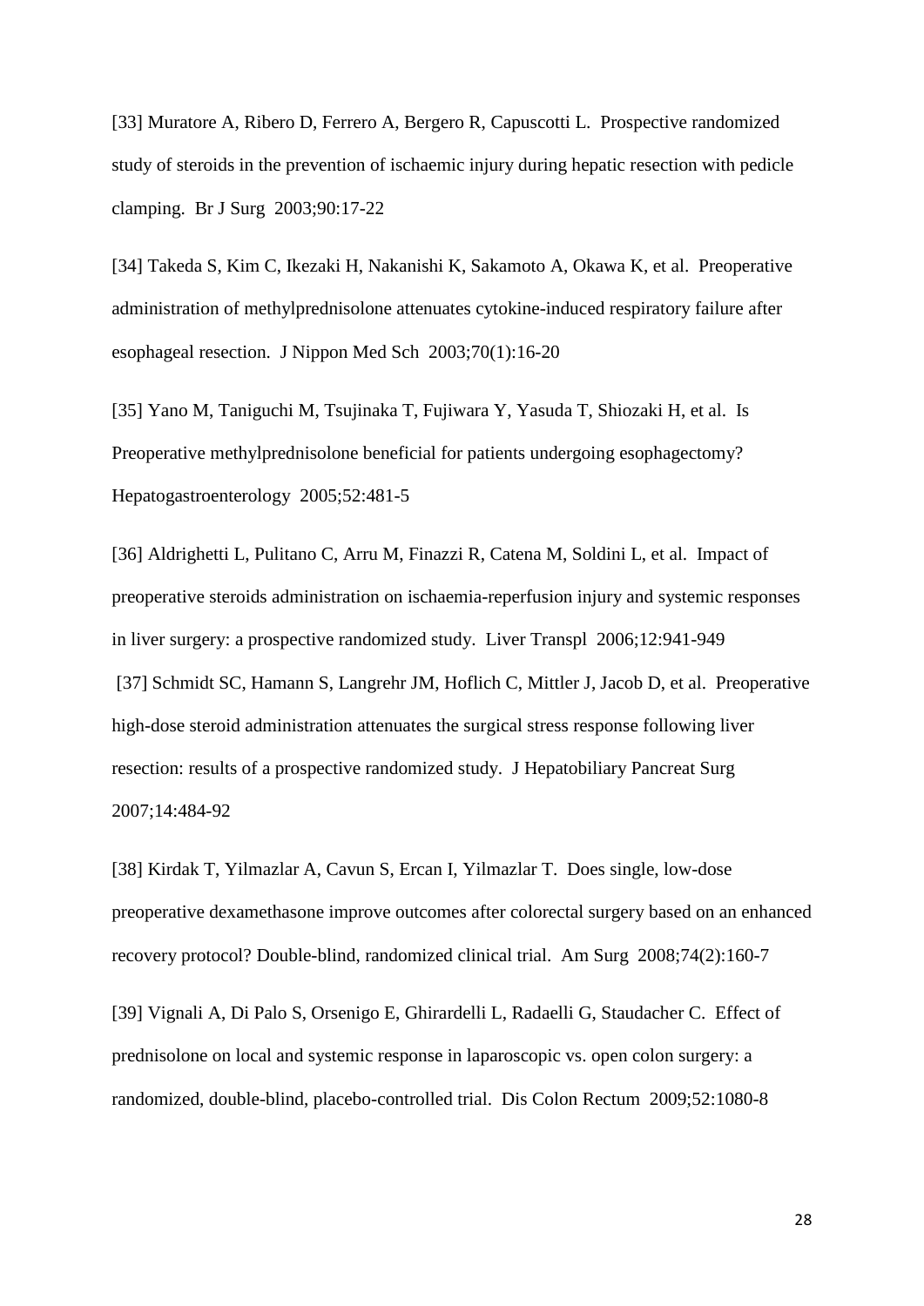[33] Muratore A, Ribero D, Ferrero A, Bergero R, Capuscotti L. Prospective randomized study of steroids in the prevention of ischaemic injury during hepatic resection with pedicle clamping. Br J Surg 2003;90:17-22

[34] Takeda S, Kim C, Ikezaki H, Nakanishi K, Sakamoto A, Okawa K, et al. Preoperative administration of methylprednisolone attenuates cytokine-induced respiratory failure after esophageal resection. J Nippon Med Sch 2003;70(1):16-20

[35] Yano M, Taniguchi M, Tsujinaka T, Fujiwara Y, Yasuda T, Shiozaki H, et al. Is Preoperative methylprednisolone beneficial for patients undergoing esophagectomy? Hepatogastroenterology 2005;52:481-5

[36] Aldrighetti L, Pulitano C, Arru M, Finazzi R, Catena M, Soldini L, et al. Impact of preoperative steroids administration on ischaemia-reperfusion injury and systemic responses in liver surgery: a prospective randomized study. Liver Transpl 2006;12:941-949

[37] Schmidt SC, Hamann S, Langrehr JM, Hoflich C, Mittler J, Jacob D, et al. Preoperative high-dose steroid administration attenuates the surgical stress response following liver resection: results of a prospective randomized study. J Hepatobiliary Pancreat Surg 2007;14:484-92

[38] Kirdak T, Yilmazlar A, Cavun S, Ercan I, Yilmazlar T. Does single, low-dose preoperative dexamethasone improve outcomes after colorectal surgery based on an enhanced recovery protocol? Double-blind, randomized clinical trial. Am Surg 2008;74(2):160-7

[39] Vignali A, Di Palo S, Orsenigo E, Ghirardelli L, Radaelli G, Staudacher C. Effect of prednisolone on local and systemic response in laparoscopic vs. open colon surgery: a randomized, double-blind, placebo-controlled trial. Dis Colon Rectum 2009;52:1080-8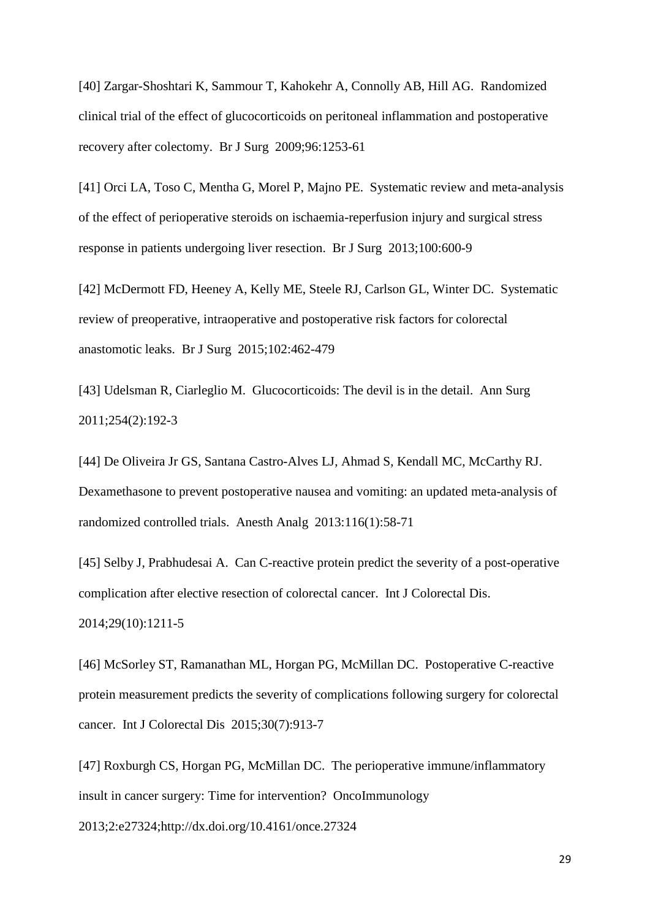[40] Zargar-Shoshtari K, Sammour T, Kahokehr A, Connolly AB, Hill AG. Randomized clinical trial of the effect of glucocorticoids on peritoneal inflammation and postoperative recovery after colectomy. Br J Surg 2009;96:1253-61

[41] Orci LA, Toso C, Mentha G, Morel P, Majno PE. Systematic review and meta-analysis of the effect of perioperative steroids on ischaemia-reperfusion injury and surgical stress response in patients undergoing liver resection. Br J Surg 2013;100:600-9

[42] McDermott FD, Heeney A, Kelly ME, Steele RJ, Carlson GL, Winter DC. Systematic review of preoperative, intraoperative and postoperative risk factors for colorectal anastomotic leaks. Br J Surg 2015;102:462-479

[43] Udelsman R, Ciarleglio M. Glucocorticoids: The devil is in the detail. Ann Surg 2011;254(2):192-3

[44] De Oliveira Jr GS, Santana Castro-Alves LJ, Ahmad S, Kendall MC, McCarthy RJ. Dexamethasone to prevent postoperative nausea and vomiting: an updated meta-analysis of randomized controlled trials. Anesth Analg 2013:116(1):58-71

[45] Selby J, Prabhudesai A. Can C-reactive protein predict the severity of a post-operative complication after elective resection of colorectal cancer. Int J Colorectal Dis. 2014;29(10):1211-5

[46] McSorley ST, Ramanathan ML, Horgan PG, McMillan DC. Postoperative C-reactive protein measurement predicts the severity of complications following surgery for colorectal cancer. Int J Colorectal Dis 2015;30(7):913-7

[47] Roxburgh CS, Horgan PG, McMillan DC. The perioperative immune/inflammatory insult in cancer surgery: Time for intervention? OncoImmunology 2013;2:e27324;http://dx.doi.org/10.4161/once.27324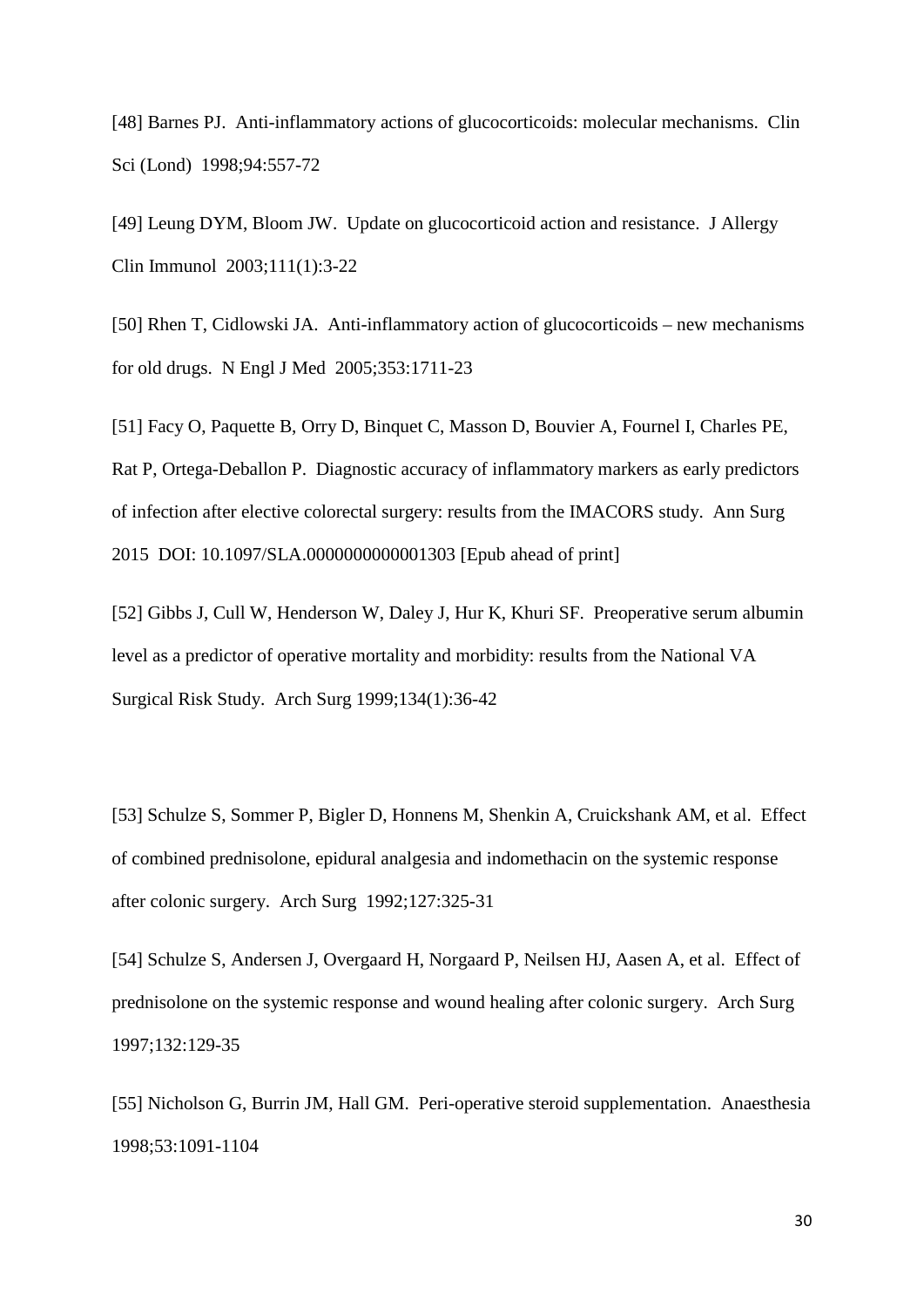[48] Barnes PJ. Anti-inflammatory actions of glucocorticoids: molecular mechanisms. Clin Sci (Lond) 1998;94:557-72

[49] Leung DYM, Bloom JW. Update on glucocorticoid action and resistance. J Allergy Clin Immunol 2003;111(1):3-22

[50] Rhen T, Cidlowski JA. Anti-inflammatory action of glucocorticoids – new mechanisms for old drugs. N Engl J Med 2005;353:1711-23

[51] Facy O, Paquette B, Orry D, Binquet C, Masson D, Bouvier A, Fournel I, Charles PE, Rat P, Ortega-Deballon P. Diagnostic accuracy of inflammatory markers as early predictors of infection after elective colorectal surgery: results from the IMACORS study. Ann Surg 2015 DOI: 10.1097/SLA.0000000000001303 [Epub ahead of print]

[52] Gibbs J, Cull W, Henderson W, Daley J, Hur K, Khuri SF. Preoperative serum albumin level as a predictor of operative mortality and morbidity: results from the National VA Surgical Risk Study. Arch Surg 1999;134(1):36-42

[53] Schulze S, Sommer P, Bigler D, Honnens M, Shenkin A, Cruickshank AM, et al. Effect of combined prednisolone, epidural analgesia and indomethacin on the systemic response after colonic surgery. Arch Surg 1992;127:325-31

[54] Schulze S, Andersen J, Overgaard H, Norgaard P, Neilsen HJ, Aasen A, et al. Effect of prednisolone on the systemic response and wound healing after colonic surgery. Arch Surg 1997;132:129-35

[55] Nicholson G, Burrin JM, Hall GM. Peri-operative steroid supplementation. Anaesthesia 1998;53:1091-1104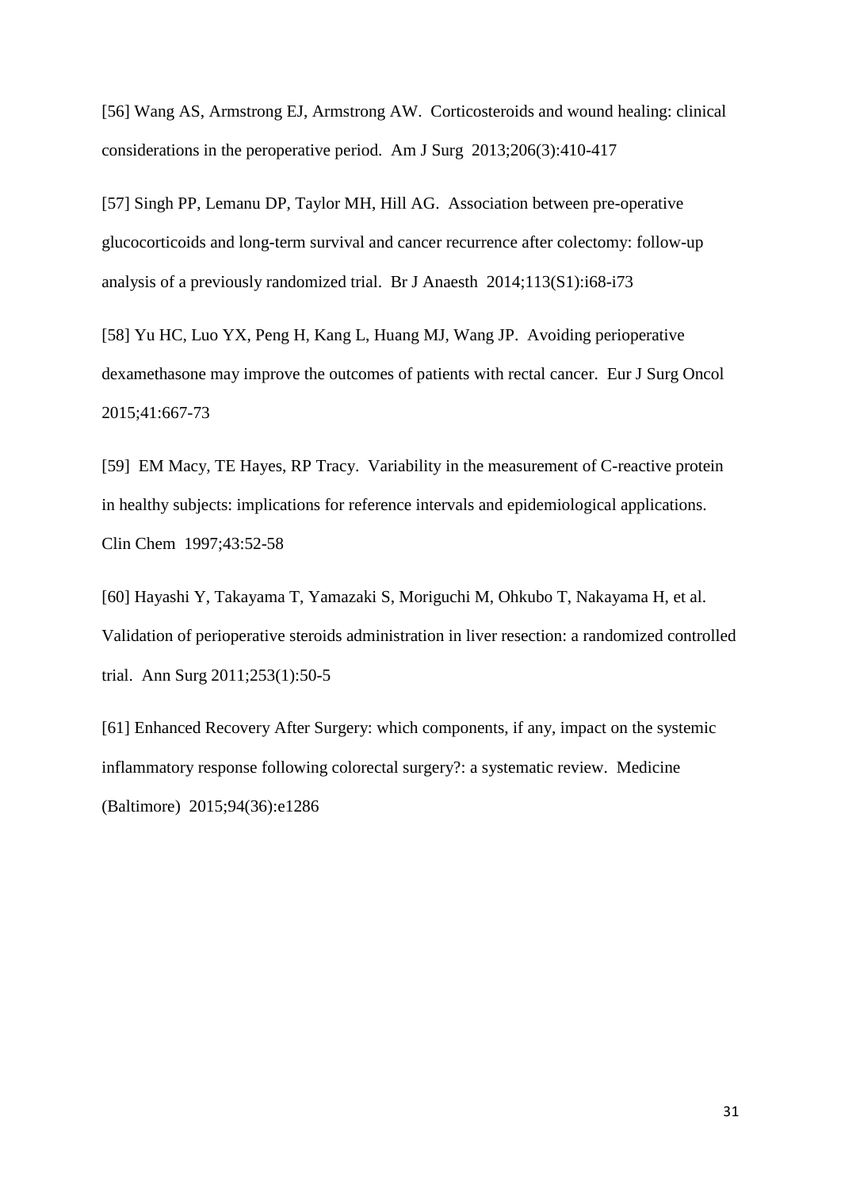[56] Wang AS, Armstrong EJ, Armstrong AW. Corticosteroids and wound healing: clinical considerations in the peroperative period. Am J Surg 2013;206(3):410-417

[57] Singh PP, Lemanu DP, Taylor MH, Hill AG. Association between pre-operative glucocorticoids and long-term survival and cancer recurrence after colectomy: follow-up analysis of a previously randomized trial. Br J Anaesth 2014;113(S1):i68-i73

[58] Yu HC, Luo YX, Peng H, Kang L, Huang MJ, Wang JP. Avoiding perioperative dexamethasone may improve the outcomes of patients with rectal cancer. Eur J Surg Oncol 2015;41:667-73

[59] EM Macy, TE Hayes, RP Tracy. Variability in the measurement of C-reactive protein in healthy subjects: implications for reference intervals and epidemiological applications. Clin Chem 1997;43:52-58

[60] Hayashi Y, Takayama T, Yamazaki S, Moriguchi M, Ohkubo T, Nakayama H, et al. Validation of perioperative steroids administration in liver resection: a randomized controlled trial. Ann Surg 2011;253(1):50-5

[61] Enhanced Recovery After Surgery: which components, if any, impact on the systemic inflammatory response following colorectal surgery?: a systematic review. Medicine (Baltimore) 2015;94(36):e1286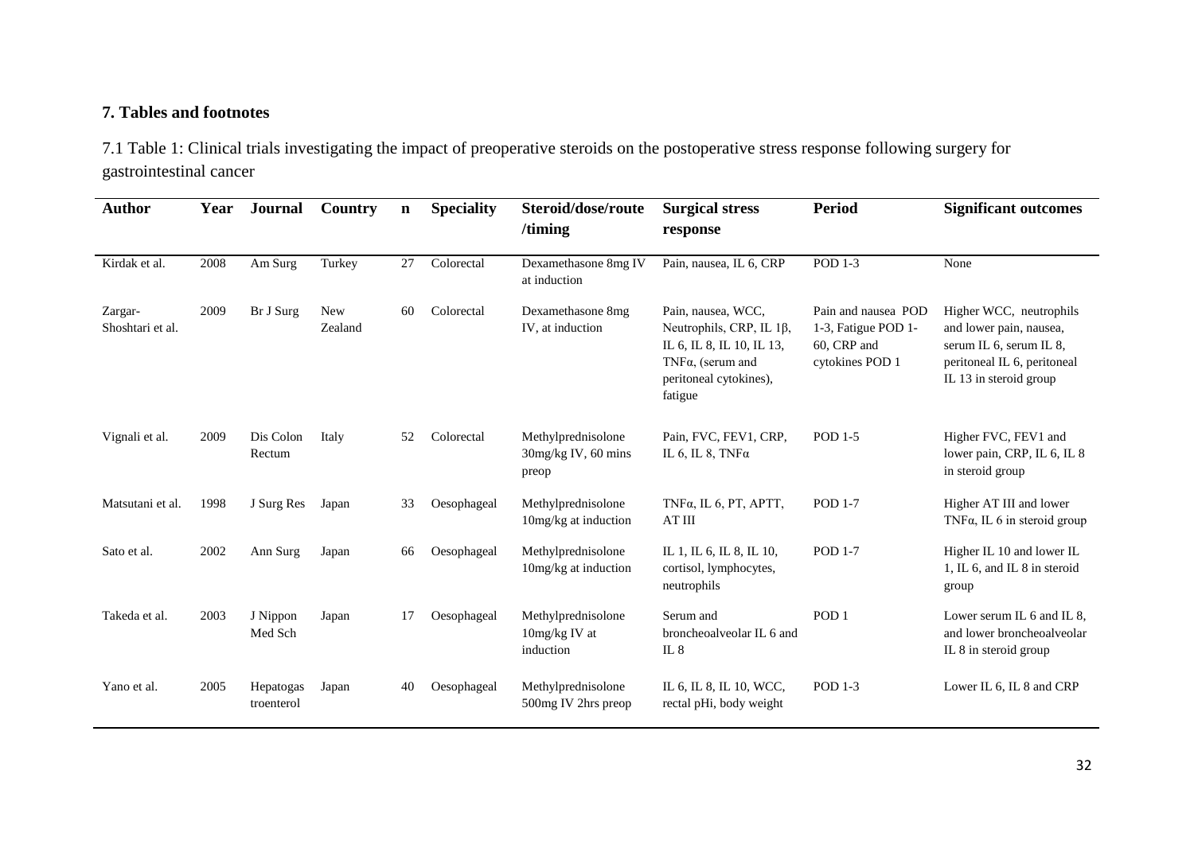## 7. Tables and footnotes

7.1 Table 1: Clinical trials investigating the impact of preoperative steroids on the postoperative stress response following surgery for gastrointestinal cancer

| Author | Year | Journal | Country | n | Speciality | Steroid/dose/route /timing | Surgical stress response | Period | Significant outcomes |
|---|---|---|---|---|---|---|---|---|---|
| Kirdak et al. | 2008 | Am Surg | Turkey | 27 | Colorectal | Dexamethasone 8mg IV at induction | Pain, nausea, IL 6, CRP | POD 1-3 | None |
| Zargar-Shoshtari et al. | 2009 | Br J Surg | New Zealand | 60 | Colorectal | Dexamethasone 8mg IV, at induction | Pain, nausea, WCC, Neutrophils, CRP, IL 1β, IL 6, IL 8, IL 10, IL 13, TNFα, (serum and peritoneal cytokines), fatigue | Pain and nausea POD 1-3, Fatigue POD 1-60, CRP and cytokines POD 1 | Higher WCC, neutrophils and lower pain, nausea, serum IL 6, serum IL 8, peritoneal IL 6, peritoneal IL 13 in steroid group |
| Vignali et al. | 2009 | Dis Colon Rectum | Italy | 52 | Colorectal | Methylprednisolone 30mg/kg IV, 60 mins preop | Pain, FVC, FEV1, CRP, IL 6, IL 8, TNFα | POD 1-5 | Higher FVC, FEV1 and lower pain, CRP, IL 6, IL 8 in steroid group |
| Matsutani et al. | 1998 | J Surg Res | Japan | 33 | Oesophageal | Methylprednisolone 10mg/kg at induction | TNFα, IL 6, PT, APTT, AT III | POD 1-7 | Higher AT III and lower TNFα, IL 6 in steroid group |
| Sato et al. | 2002 | Ann Surg | Japan | 66 | Oesophageal | Methylprednisolone 10mg/kg at induction | IL 1, IL 6, IL 8, IL 10, cortisol, lymphocytes, neutrophils | POD 1-7 | Higher IL 10 and lower IL 1, IL 6, and IL 8 in steroid group |
| Takeda et al. | 2003 | J Nippon Med Sch | Japan | 17 | Oesophageal | Methylprednisolone 10mg/kg IV at induction | Serum and broncheoalveolar IL 6 and IL 8 | POD 1 | Lower serum IL 6 and IL 8, and lower broncheoalveolar IL 8 in steroid group |
| Yano et al. | 2005 | Hepatogas troenterol | Japan | 40 | Oesophageal | Methylprednisolone 500mg IV 2hrs preop | IL 6, IL 8, IL 10, WCC, rectal pHi, body weight | POD 1-3 | Lower IL 6, IL 8 and CRP |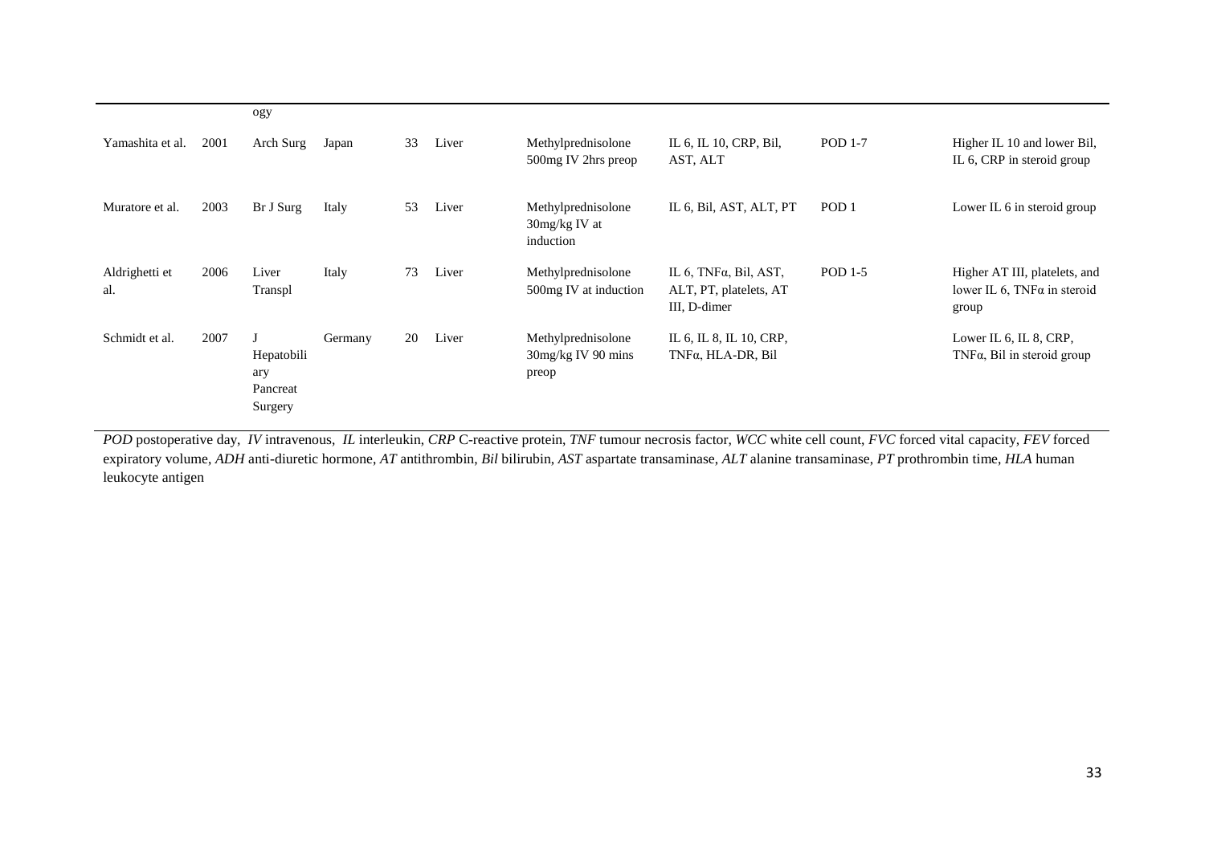| | | ogy | | | | | | | |
|---|---|---|---|---|---|---|---|---|---|
| Yamashita et al. | 2001 | Arch Surg | Japan | 33 | Liver | Methylprednisolone 500mg IV 2hrs preop | IL 6, IL 10, CRP, Bil, AST, ALT | POD 1-7 | Higher IL 10 and lower Bil, IL 6, CRP in steroid group |
| Muratore et al. | 2003 | Br J Surg | Italy | 53 | Liver | Methylprednisolone 30mg/kg IV at induction | IL 6, Bil, AST, ALT, PT | POD 1 | Lower IL 6 in steroid group |
| Aldrighetti et al. | 2006 | Liver Transpl | Italy | 73 | Liver | Methylprednisolone 500mg IV at induction | IL 6, TNFα, Bil, AST, ALT, PT, platelets, AT III, D-dimer | POD 1-5 | Higher AT III, platelets, and lower IL 6, TNFα in steroid group |
| Schmidt et al. | 2007 | J Hepatobiliary Pancreat Surgery | Germany | 20 | Liver | Methylprednisolone 30mg/kg IV 90 mins preop | IL 6, IL 8, IL 10, CRP, TNFα, HLA-DR, Bil | | Lower IL 6, IL 8, CRP, TNFα, Bil in steroid group |

*POD* postoperative day, *IV* intravenous, *IL* interleukin, *CRP* C-reactive protein, *TNF* tumour necrosis factor, *WCC* white cell count, *FVC* forced vital capacity, *FEV* forced expiratory volume, *ADH* anti-diuretic hormone, *AT* antithrombin, *Bil* bilirubin, *AST* aspartate transaminase, *ALT* alanine transaminase, *PT* prothrombin time, *HLA* human leukocyte antigen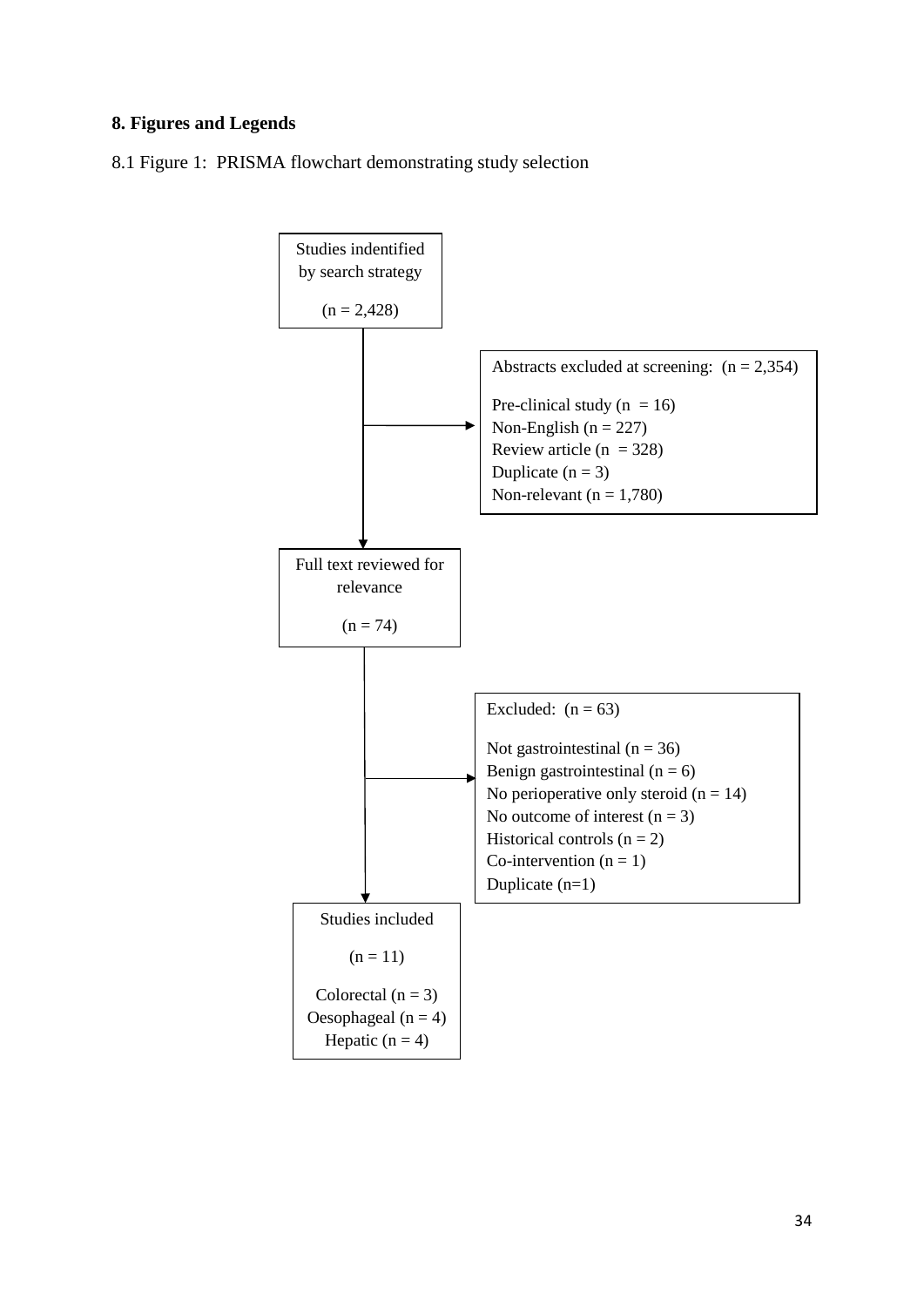# 8. Figures and Legends

8.1 Figure 1: PRISMA flowchart demonstrating study selection

Studies indentified by search strategy

(n = 2,428)

Abstracts excluded at screening: (n = 2,354)

Pre-clinical study (n = 16)
Non-English (n = 227)
Review article (n = 328)
Duplicate (n = 3)
Non-relevant (n = 1,780)

Full text reviewed for relevance

(n = 74)

Excluded: (n = 63)

Not gastrointestinal (n = 36)
Benign gastrointestinal (n = 6)
No perioperative only steroid (n = 14)
No outcome of interest (n = 3)
Historical controls (n = 2)
Co-intervention (n = 1)
Duplicate (n=1)

Studies included

(n = 11)

Colorectal (n = 3)
Oesophageal (n = 4)
Hepatic (n = 4)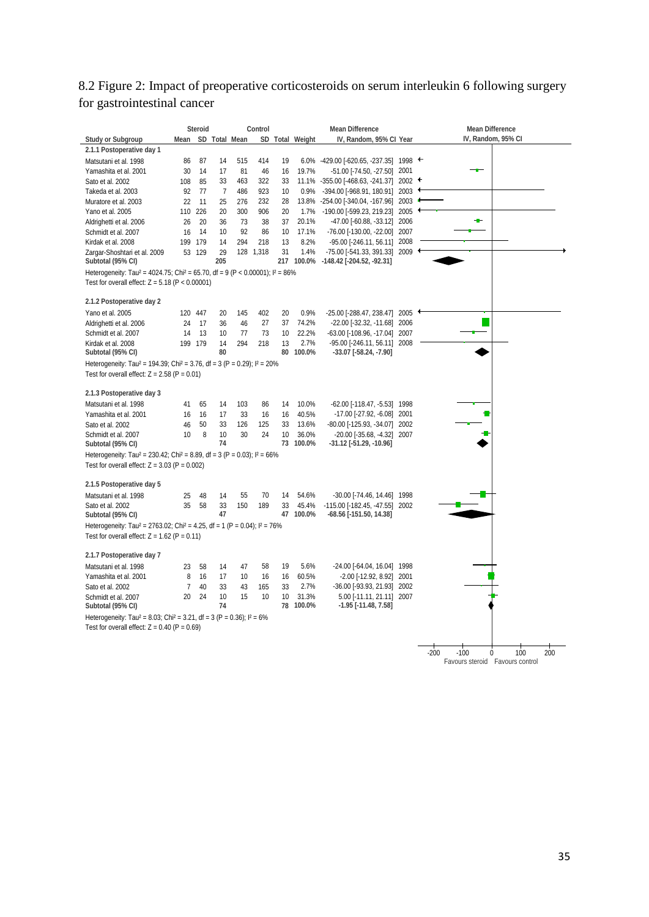## 8.2 Figure 2: Impact of preoperative corticosteroids on serum interleukin 6 following surgery for gastrointestinal cancer

| Study or Subgroup | Steroid Mean | Steroid SD | Steroid Total | Control Mean | Control SD | Control Total | Weight | Mean Difference IV, Random, 95% CI | Year |
|---|---|---|---|---|---|---|---|---|---|
| **2.1.1 Postoperative day 1** | | | | | | | | | |
| Matsutani et al. 1998 | 86 | 87 | 14 | 515 | 414 | 19 | 6.0% | -429.00 [-620.65, -237.35] | 1998 |
| Yamashita et al. 2001 | 30 | 14 | 17 | 81 | 46 | 16 | 19.7% | -51.00 [-74.50, -27.50] | 2001 |
| Sato et al. 2002 | 108 | 85 | 33 | 463 | 322 | 33 | 11.1% | -355.00 [-468.63, -241.37] | 2002 |
| Takeda et al. 2003 | 92 | 77 | 7 | 486 | 923 | 10 | 0.9% | -394.00 [-968.91, 180.91] | 2003 |
| Muratore et al. 2003 | 22 | 11 | 25 | 276 | 232 | 28 | 13.8% | -254.00 [-340.04, -167.96] | 2003 |
| Yano et al. 2005 | 110 | 226 | 20 | 300 | 906 | 20 | 1.7% | -190.00 [-599.23, 219.23] | 2005 |
| Aldrighetti et al. 2006 | 26 | 20 | 36 | 73 | 38 | 37 | 20.1% | -47.00 [-60.88, -33.12] | 2006 |
| Schmidt et al. 2007 | 16 | 14 | 10 | 92 | 86 | 10 | 17.1% | -76.00 [-130.00, -22.00] | 2007 |
| Kirdak et al. 2008 | 199 | 179 | 14 | 294 | 218 | 13 | 8.2% | -95.00 [-246.11, 56.11] | 2008 |
| Zargar-Shoshtari et al. 2009 | 53 | 129 | 29 | 128 | 1,318 | 31 | 1.4% | -75.00 [-541.33, 391.33] | 2009 |
| **Subtotal (95% CI)** | | | **205** | | | **217** | **100.0%** | **-148.42 [-204.52, -92.31]** | |
| Heterogeneity: $Tau^2 = 4024.75$; $Chi^2 = 65.70$, $df = 9$ ($P < 0.00001$); $I^2 = 86\%$ | | | | | | | | | |
| Test for overall effect: $Z = 5.18$ ($P < 0.00001$) | | | | | | | | | |
| **2.1.2 Postoperative day 2** | | | | | | | | | |
| Yano et al. 2005 | 120 | 447 | 20 | 145 | 402 | 20 | 0.9% | -25.00 [-288.47, 238.47] | 2005 |
| Aldrighetti et al. 2006 | 24 | 17 | 36 | 46 | 27 | 37 | 74.2% | -22.00 [-32.32, -11.68] | 2006 |
| Schmidt et al. 2007 | 14 | 13 | 10 | 77 | 73 | 10 | 22.2% | -63.00 [-108.96, -17.04] | 2007 |
| Kirdak et al. 2008 | 199 | 179 | 14 | 294 | 218 | 13 | 2.7% | -95.00 [-246.11, 56.11] | 2008 |
| **Subtotal (95% CI)** | | | **80** | | | **80** | **100.0%** | **-33.07 [-58.24, -7.90]** | |
| Heterogeneity: $Tau^2 = 194.39$; $Chi^2 = 3.76$, $df = 3$ ($P = 0.29$); $I^2 = 20\%$ | | | | | | | | | |
| Test for overall effect: $Z = 2.58$ ($P = 0.01$) | | | | | | | | | |
| **2.1.3 Postoperative day 3** | | | | | | | | | |
| Matsutani et al. 1998 | 41 | 65 | 14 | 103 | 86 | 14 | 10.0% | -62.00 [-118.47, -5.53] | 1998 |
| Yamashita et al. 2001 | 16 | 16 | 17 | 33 | 16 | 16 | 40.5% | -17.00 [-27.92, -6.08] | 2001 |
| Sato et al. 2002 | 46 | 50 | 33 | 126 | 125 | 33 | 13.6% | -80.00 [-125.93, -34.07] | 2002 |
| Schmidt et al. 2007 | 10 | 8 | 10 | 30 | 24 | 10 | 36.0% | -20.00 [-35.68, -4.32] | 2007 |
| **Subtotal (95% CI)** | | | **74** | | | **73** | **100.0%** | **-31.12 [-51.29, -10.96]** | |
| Heterogeneity: $Tau^2 = 230.42$; $Chi^2 = 8.89$, $df = 3$ ($P = 0.03$); $I^2 = 66\%$ | | | | | | | | | |
| Test for overall effect: $Z = 3.03$ ($P = 0.002$) | | | | | | | | | |
| **2.1.5 Postoperative day 5** | | | | | | | | | |
| Matsutani et al. 1998 | 25 | 48 | 14 | 55 | 70 | 14 | 54.6% | -30.00 [-74.46, 14.46] | 1998 |
| Sato et al. 2002 | 35 | 58 | 33 | 150 | 189 | 33 | 45.4% | -115.00 [-182.45, -47.55] | 2002 |
| **Subtotal (95% CI)** | | | **47** | | | **47** | **100.0%** | **-68.56 [-151.50, 14.38]** | |
| Heterogeneity: $Tau^2 = 2763.02$; $Chi^2 = 4.25$, $df = 1$ ($P = 0.04$); $I^2 = 76\%$ | | | | | | | | | |
| Test for overall effect: $Z = 1.62$ ($P = 0.11$) | | | | | | | | | |
| **2.1.7 Postoperative day 7** | | | | | | | | | |
| Matsutani et al. 1998 | 23 | 58 | 14 | 47 | 58 | 19 | 5.6% | -24.00 [-64.04, 16.04] | 1998 |
| Yamashita et al. 2001 | 8 | 16 | 17 | 10 | 16 | 16 | 60.5% | -2.00 [-12.92, 8.92] | 2001 |
| Sato et al. 2002 | 7 | 40 | 33 | 43 | 165 | 33 | 2.7% | -36.00 [-93.93, 21.93] | 2002 |
| Schmidt et al. 2007 | 20 | 24 | 10 | 15 | 10 | 10 | 31.3% | 5.00 [-11.11, 21.11] | 2007 |
| **Subtotal (95% CI)** | | | **74** | | | **78** | **100.0%** | **-1.95 [-11.48, 7.58]** | |
| Heterogeneity: $Tau^2 = 8.03$; $Chi^2 = 3.21$, $df = 3$ ($P = 0.36$); $I^2 = 6\%$ | | | | | | | | | |
| Test for overall effect: $Z = 0.40$ ($P = 0.69$) | | | | | | | | | |

Mean Difference IV, Random, 95% CI (axis: -200, -100, 0, 100, 200) — Favours steroid / Favours control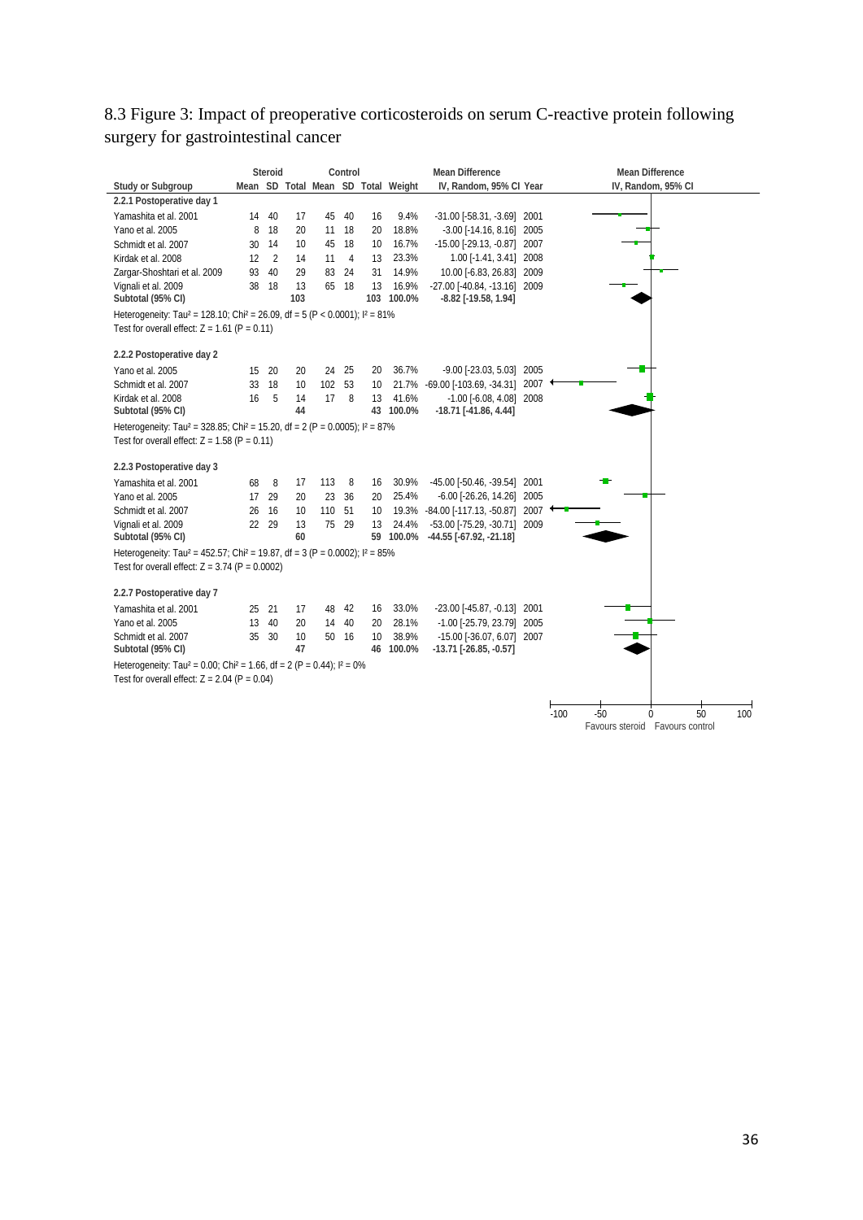# 8.3 Figure 3: Impact of preoperative corticosteroids on serum C-reactive protein following surgery for gastrointestinal cancer

| Study or Subgroup | Steroid Mean | Steroid SD | Steroid Total | Control Mean | Control SD | Control Total | Weight | Mean Difference IV, Random, 95% CI | Year |
|---|---|---|---|---|---|---|---|---|---|
| **2.2.1 Postoperative day 1** | | | | | | | | | |
| Yamashita et al. 2001 | 14 | 40 | 17 | 45 | 40 | 16 | 9.4% | -31.00 [-58.31, -3.69] | 2001 |
| Yano et al. 2005 | 8 | 18 | 20 | 11 | 18 | 20 | 18.8% | -3.00 [-14.16, 8.16] | 2005 |
| Schmidt et al. 2007 | 30 | 14 | 10 | 45 | 18 | 10 | 16.7% | -15.00 [-29.13, -0.87] | 2007 |
| Kirdak et al. 2008 | 12 | 2 | 14 | 11 | 4 | 13 | 23.3% | 1.00 [-1.41, 3.41] | 2008 |
| Zargar-Shoshtari et al. 2009 | 93 | 40 | 29 | 83 | 24 | 31 | 14.9% | 10.00 [-6.83, 26.83] | 2009 |
| Vignali et al. 2009 | 38 | 18 | 13 | 65 | 18 | 13 | 16.9% | -27.00 [-40.84, -13.16] | 2009 |
| **Subtotal (95% CI)** | | | **103** | | | **103** | **100.0%** | **-8.82 [-19.58, 1.94]** | |
| Heterogeneity: $Tau^2 = 128.10$; $Chi^2 = 26.09$, $df = 5$ ($P < 0.0001$); $I^2 = 81\%$ | | | | | | | | | |
| Test for overall effect: $Z = 1.61$ ($P = 0.11$) | | | | | | | | | |
| **2.2.2 Postoperative day 2** | | | | | | | | | |
| Yano et al. 2005 | 15 | 20 | 20 | 24 | 25 | 20 | 36.7% | -9.00 [-23.03, 5.03] | 2005 |
| Schmidt et al. 2007 | 33 | 18 | 10 | 102 | 53 | 10 | 21.7% | -69.00 [-103.69, -34.31] | 2007 |
| Kirdak et al. 2008 | 16 | 5 | 14 | 17 | 8 | 13 | 41.6% | -1.00 [-6.08, 4.08] | 2008 |
| **Subtotal (95% CI)** | | | **44** | | | **43** | **100.0%** | **-18.71 [-41.86, 4.44]** | |
| Heterogeneity: $Tau^2 = 328.85$; $Chi^2 = 15.20$, $df = 2$ ($P = 0.0005$); $I^2 = 87\%$ | | | | | | | | | |
| Test for overall effect: $Z = 1.58$ ($P = 0.11$) | | | | | | | | | |
| **2.2.3 Postoperative day 3** | | | | | | | | | |
| Yamashita et al. 2001 | 68 | 8 | 17 | 113 | 8 | 16 | 30.9% | -45.00 [-50.46, -39.54] | 2001 |
| Yano et al. 2005 | 17 | 29 | 20 | 23 | 36 | 20 | 25.4% | -6.00 [-26.26, 14.26] | 2005 |
| Schmidt et al. 2007 | 26 | 16 | 10 | 110 | 51 | 10 | 19.3% | -84.00 [-117.13, -50.87] | 2007 |
| Vignali et al. 2009 | 22 | 29 | 13 | 75 | 29 | 13 | 24.4% | -53.00 [-75.29, -30.71] | 2009 |
| **Subtotal (95% CI)** | | | **60** | | | **59** | **100.0%** | **-44.55 [-67.92, -21.18]** | |
| Heterogeneity: $Tau^2 = 452.57$; $Chi^2 = 19.87$, $df = 3$ ($P = 0.0002$); $I^2 = 85\%$ | | | | | | | | | |
| Test for overall effect: $Z = 3.74$ ($P = 0.0002$) | | | | | | | | | |
| **2.2.7 Postoperative day 7** | | | | | | | | | |
| Yamashita et al. 2001 | 25 | 21 | 17 | 48 | 42 | 16 | 33.0% | -23.00 [-45.87, -0.13] | 2001 |
| Yano et al. 2005 | 13 | 40 | 20 | 14 | 40 | 20 | 28.1% | -1.00 [-25.79, 23.79] | 2005 |
| Schmidt et al. 2007 | 35 | 30 | 10 | 50 | 16 | 10 | 38.9% | -15.00 [-36.07, 6.07] | 2007 |
| **Subtotal (95% CI)** | | | **47** | | | **46** | **100.0%** | **-13.71 [-26.85, -0.57]** | |
| Heterogeneity: $Tau^2 = 0.00$; $Chi^2 = 1.66$, $df = 2$ ($P = 0.44$); $I^2 = 0\%$ | | | | | | | | | |
| Test for overall effect: $Z = 2.04$ ($P = 0.04$) | | | | | | | | | |

Mean Difference IV, Random, 95% CI (axis: -100, -50, 0, 50, 100) — Favours steroid / Favours control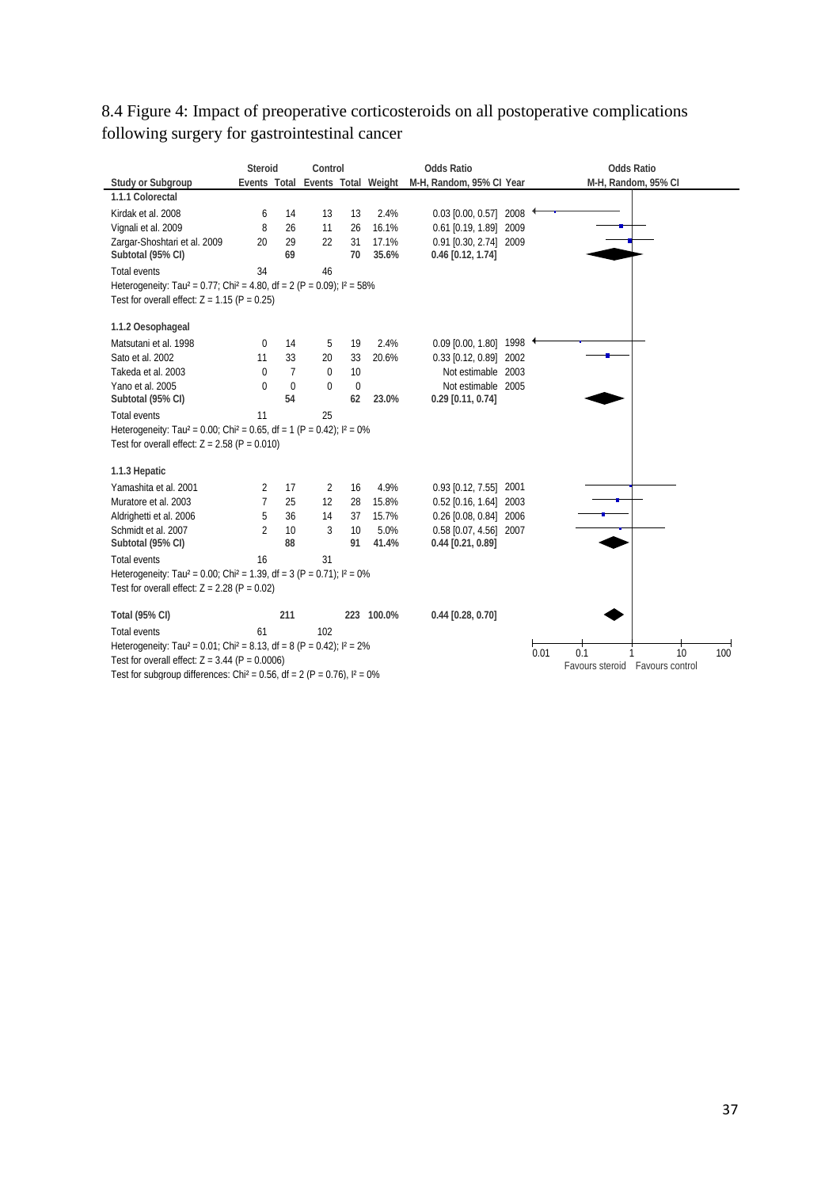8.4 Figure 4: Impact of preoperative corticosteroids on all postoperative complications following surgery for gastrointestinal cancer

| Study or Subgroup | Steroid Events | Steroid Total | Control Events | Control Total | Weight | Odds Ratio M-H, Random, 95% CI | Year |
|---|---|---|---|---|---|---|---|
| **1.1.1 Colorectal** | | | | | | | |
| Kirdak et al. 2008 | 6 | 14 | 13 | 13 | 2.4% | 0.03 [0.00, 0.57] | 2008 |
| Vignali et al. 2009 | 8 | 26 | 11 | 26 | 16.1% | 0.61 [0.19, 1.89] | 2009 |
| Zargar-Shoshtari et al. 2009 | 20 | 29 | 22 | 31 | 17.1% | 0.91 [0.30, 2.74] | 2009 |
| **Subtotal (95% CI)** | | **69** | | **70** | **35.6%** | **0.46 [0.12, 1.74]** | |
| Total events | 34 | | 46 | | | | |
| Heterogeneity: Tau² = 0.77; Chi² = 4.80, df = 2 (P = 0.09); I² = 58% | | | | | | | |
| Test for overall effect: Z = 1.15 (P = 0.25) | | | | | | | |
| **1.1.2 Oesophageal** | | | | | | | |
| Matsutani et al. 1998 | 0 | 14 | 5 | 19 | 2.4% | 0.09 [0.00, 1.80] | 1998 |
| Sato et al. 2002 | 11 | 33 | 20 | 33 | 20.6% | 0.33 [0.12, 0.89] | 2002 |
| Takeda et al. 2003 | 0 | 7 | 0 | 10 | | Not estimable | 2003 |
| Yano et al. 2005 | 0 | 0 | 0 | 0 | | Not estimable | 2005 |
| **Subtotal (95% CI)** | | **54** | | **62** | **23.0%** | **0.29 [0.11, 0.74]** | |
| Total events | 11 | | 25 | | | | |
| Heterogeneity: Tau² = 0.00; Chi² = 0.65, df = 1 (P = 0.42); I² = 0% | | | | | | | |
| Test for overall effect: Z = 2.58 (P = 0.010) | | | | | | | |
| **1.1.3 Hepatic** | | | | | | | |
| Yamashita et al. 2001 | 2 | 17 | 2 | 16 | 4.9% | 0.93 [0.12, 7.55] | 2001 |
| Muratore et al. 2003 | 7 | 25 | 12 | 28 | 15.8% | 0.52 [0.16, 1.64] | 2003 |
| Aldrighetti et al. 2006 | 5 | 36 | 14 | 37 | 15.7% | 0.26 [0.08, 0.84] | 2006 |
| Schmidt et al. 2007 | 2 | 10 | 3 | 10 | 5.0% | 0.58 [0.07, 4.56] | 2007 |
| **Subtotal (95% CI)** | | **88** | | **91** | **41.4%** | **0.44 [0.21, 0.89]** | |
| Total events | 16 | | 31 | | | | |
| Heterogeneity: Tau² = 0.00; Chi² = 1.39, df = 3 (P = 0.71); I² = 0% | | | | | | | |
| Test for overall effect: Z = 2.28 (P = 0.02) | | | | | | | |
| **Total (95% CI)** | | **211** | | **223** | **100.0%** | **0.44 [0.28, 0.70]** | |
| Total events | 61 | | 102 | | | | |
| Heterogeneity: Tau² = 0.01; Chi² = 8.13, df = 8 (P = 0.42); I² = 2% | | | | | | | |
| Test for overall effect: Z = 3.44 (P = 0.0006) | | | | | | | |
| Test for subgroup differences: Chi² = 0.56, df = 2 (P = 0.76), I² = 0% | | | | | | | |

Odds Ratio M-H, Random, 95% CI — axis: 0.01, 0.1, 1, 10, 100 — Favours steroid / Favours control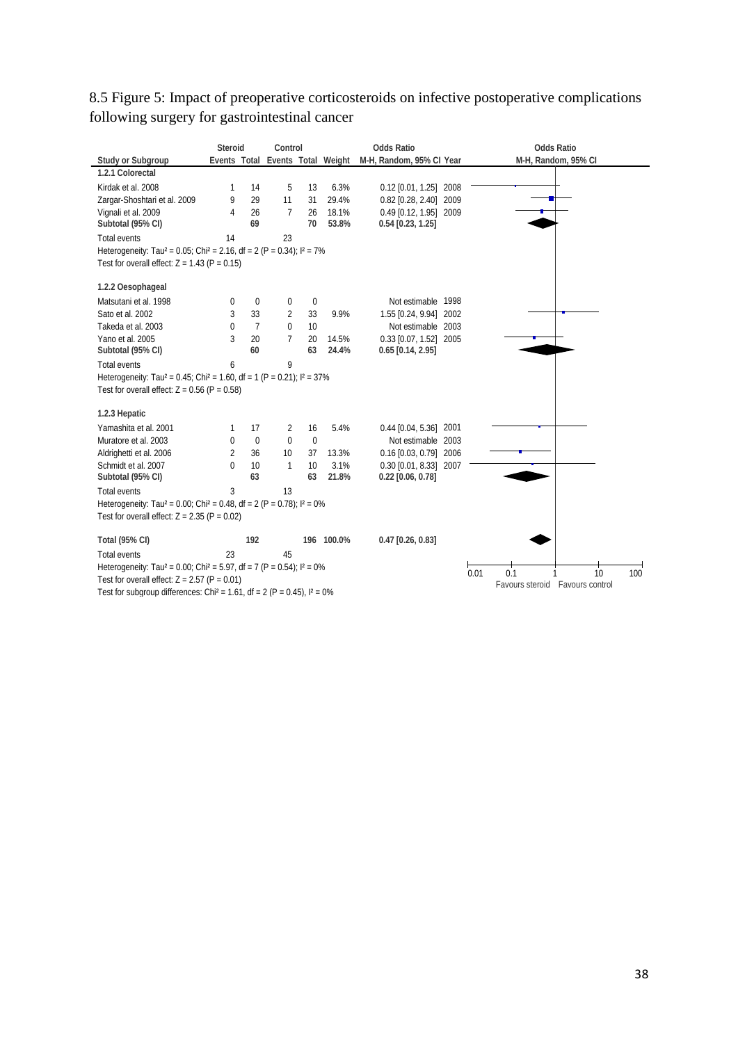8.5 Figure 5: Impact of preoperative corticosteroids on infective postoperative complications following surgery for gastrointestinal cancer

| Study or Subgroup | Steroid Events | Steroid Total | Control Events | Control Total | Weight | Odds Ratio M-H, Random, 95% CI | Year |
|---|---|---|---|---|---|---|---|
| **1.2.1 Colorectal** | | | | | | | |
| Kirdak et al. 2008 | 1 | 14 | 5 | 13 | 6.3% | 0.12 [0.01, 1.25] | 2008 |
| Zargar-Shoshtari et al. 2009 | 9 | 29 | 11 | 31 | 29.4% | 0.82 [0.28, 2.40] | 2009 |
| Vignali et al. 2009 | 4 | 26 | 7 | 26 | 18.1% | 0.49 [0.12, 1.95] | 2009 |
| **Subtotal (95% CI)** | | **69** | | **70** | **53.8%** | **0.54 [0.23, 1.25]** | |
| Total events | 14 | | 23 | | | | |
| Heterogeneity: Tau² = 0.05; Chi² = 2.16, df = 2 (P = 0.34); I² = 7% | | | | | | | |
| Test for overall effect: Z = 1.43 (P = 0.15) | | | | | | | |
| **1.2.2 Oesophageal** | | | | | | | |
| Matsutani et al. 1998 | 0 | 0 | 0 | 0 | | Not estimable | 1998 |
| Sato et al. 2002 | 3 | 33 | 2 | 33 | 9.9% | 1.55 [0.24, 9.94] | 2002 |
| Takeda et al. 2003 | 0 | 7 | 0 | 10 | | Not estimable | 2003 |
| Yano et al. 2005 | 3 | 20 | 7 | 20 | 14.5% | 0.33 [0.07, 1.52] | 2005 |
| **Subtotal (95% CI)** | | **60** | | **63** | **24.4%** | **0.65 [0.14, 2.95]** | |
| Total events | 6 | | 9 | | | | |
| Heterogeneity: Tau² = 0.45; Chi² = 1.60, df = 1 (P = 0.21); I² = 37% | | | | | | | |
| Test for overall effect: Z = 0.56 (P = 0.58) | | | | | | | |
| **1.2.3 Hepatic** | | | | | | | |
| Yamashita et al. 2001 | 1 | 17 | 2 | 16 | 5.4% | 0.44 [0.04, 5.36] | 2001 |
| Muratore et al. 2003 | 0 | 0 | 0 | 0 | | Not estimable | 2003 |
| Aldrighetti et al. 2006 | 2 | 36 | 10 | 37 | 13.3% | 0.16 [0.03, 0.79] | 2006 |
| Schmidt et al. 2007 | 0 | 10 | 1 | 10 | 3.1% | 0.30 [0.01, 8.33] | 2007 |
| **Subtotal (95% CI)** | | **63** | | **63** | **21.8%** | **0.22 [0.06, 0.78]** | |
| Total events | 3 | | 13 | | | | |
| Heterogeneity: Tau² = 0.00; Chi² = 0.48, df = 2 (P = 0.78); I² = 0% | | | | | | | |
| Test for overall effect: Z = 2.35 (P = 0.02) | | | | | | | |
| **Total (95% CI)** | | **192** | | **196** | **100.0%** | **0.47 [0.26, 0.83]** | |
| Total events | 23 | | 45 | | | | |
| Heterogeneity: Tau² = 0.00; Chi² = 5.97, df = 7 (P = 0.54); I² = 0% | | | | | | | |
| Test for overall effect: Z = 2.57 (P = 0.01) | | | | | | | |
| Test for subgroup differences: Chi² = 1.61, df = 2 (P = 0.45), I² = 0% | | | | | | | |

Odds Ratio M-H, Random, 95% CI (axis: 0.01, 0.1, 1, 10, 100) — Favours steroid / Favours control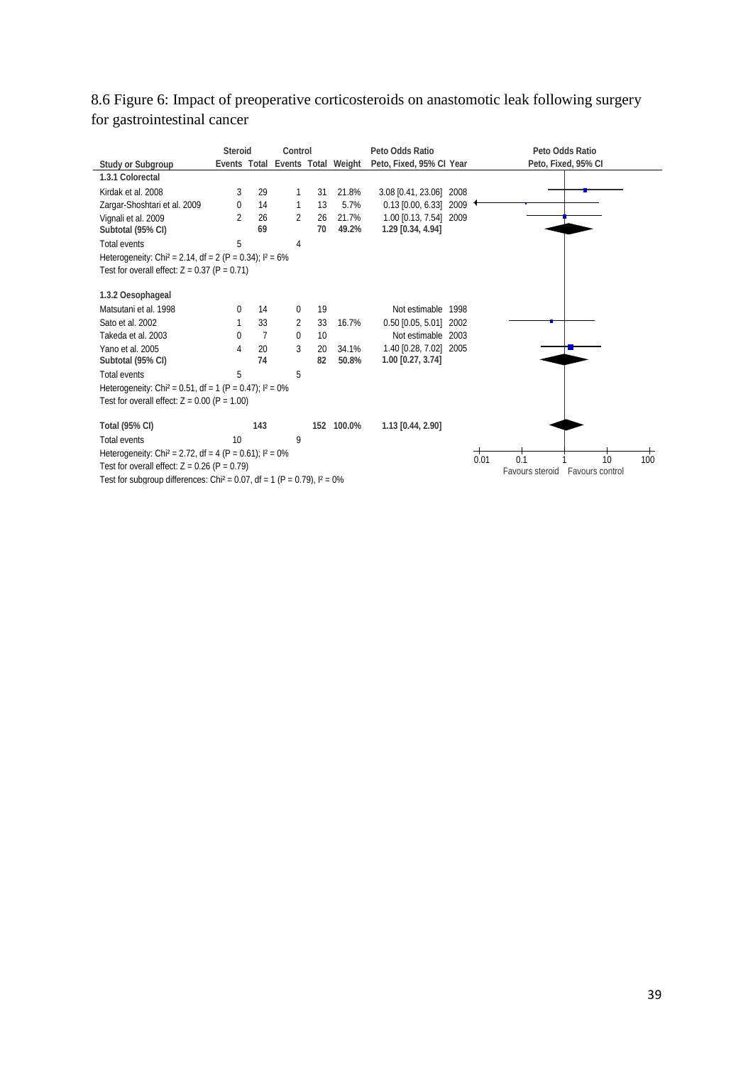8.6 Figure 6: Impact of preoperative corticosteroids on anastomotic leak following surgery for gastrointestinal cancer

| Study or Subgroup | Steroid Events | Steroid Total | Control Events | Control Total | Weight | Peto Odds Ratio Peto, Fixed, 95% CI | Year |
|---|---|---|---|---|---|---|---|
| **1.3.1 Colorectal** | | | | | | | |
| Kirdak et al. 2008 | 3 | 29 | 1 | 31 | 21.8% | 3.08 [0.41, 23.06] | 2008 |
| Zargar-Shoshtari et al. 2009 | 0 | 14 | 1 | 13 | 5.7% | 0.13 [0.00, 6.33] | 2009 |
| Vignali et al. 2009 | 2 | 26 | 2 | 26 | 21.7% | 1.00 [0.13, 7.54] | 2009 |
| **Subtotal (95% CI)** | | **69** | | **70** | **49.2%** | **1.29 [0.34, 4.94]** | |
| Total events | 5 | | 4 | | | | |
| Heterogeneity: $Chi^2 = 2.14$, df = 2 ($P = 0.34$); $I^2 = 6\%$ | | | | | | | |
| Test for overall effect: $Z = 0.37$ ($P = 0.71$) | | | | | | | |
| **1.3.2 Oesophageal** | | | | | | | |
| Matsutani et al. 1998 | 0 | 14 | 0 | 19 | | Not estimable | 1998 |
| Sato et al. 2002 | 1 | 33 | 2 | 33 | 16.7% | 0.50 [0.05, 5.01] | 2002 |
| Takeda et al. 2003 | 0 | 7 | 0 | 10 | | Not estimable | 2003 |
| Yano et al. 2005 | 4 | 20 | 3 | 20 | 34.1% | 1.40 [0.28, 7.02] | 2005 |
| **Subtotal (95% CI)** | | **74** | | **82** | **50.8%** | **1.00 [0.27, 3.74]** | |
| Total events | 5 | | 5 | | | | |
| Heterogeneity: $Chi^2 = 0.51$, df = 1 ($P = 0.47$); $I^2 = 0\%$ | | | | | | | |
| Test for overall effect: $Z = 0.00$ ($P = 1.00$) | | | | | | | |
| **Total (95% CI)** | | **143** | | **152** | **100.0%** | **1.13 [0.44, 2.90]** | |
| Total events | 10 | | 9 | | | | |
| Heterogeneity: $Chi^2 = 2.72$, df = 4 ($P = 0.61$); $I^2 = 0\%$ | | | | | | | |
| Test for overall effect: $Z = 0.26$ ($P = 0.79$) | | | | | | | |
| Test for subgroup differences: $Chi^2 = 0.07$, df = 1 ($P = 0.79$), $I^2 = 0\%$ | | | | | | | |

Peto Odds Ratio, Peto, Fixed, 95% CI — axis: 0.01, 0.1, 1, 10, 100 — Favours steroid / Favours control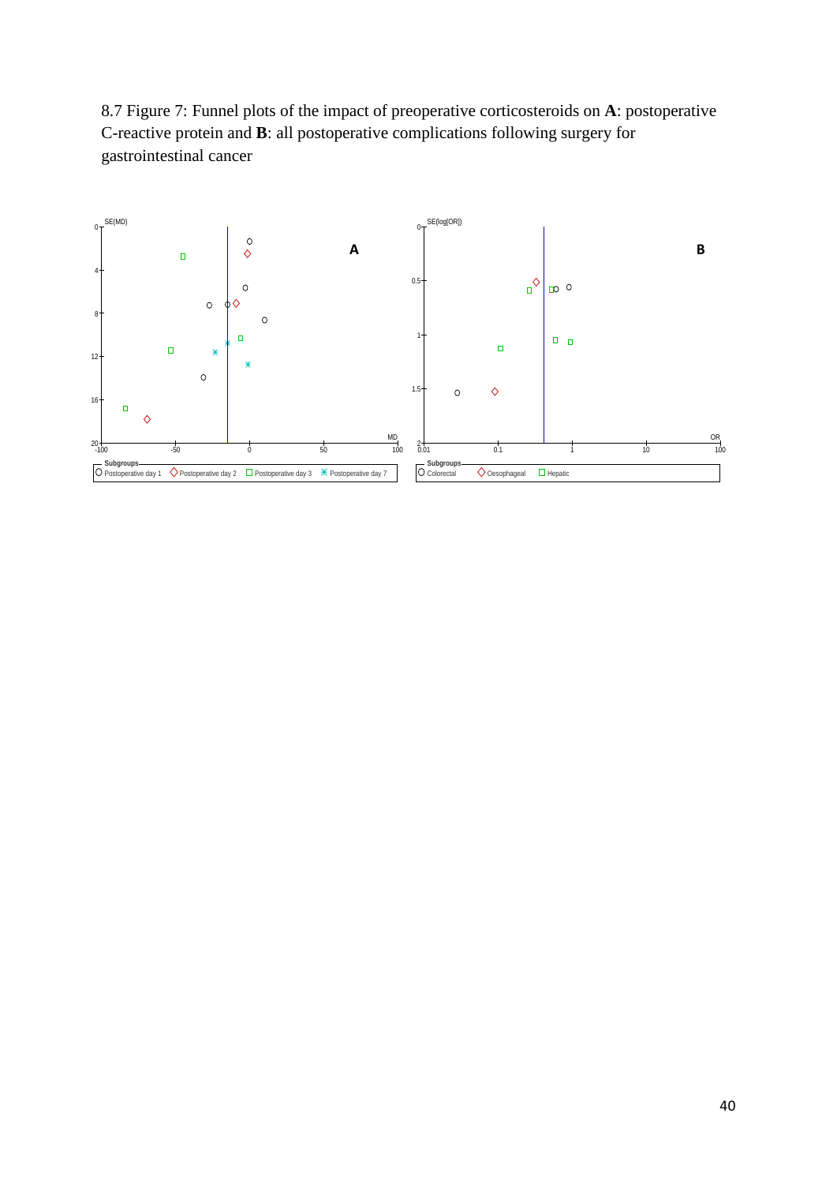8.7 Figure 7: Funnel plots of the impact of preoperative corticosteroids on **A**: postoperative C-reactive protein and **B**: all postoperative complications following surgery for gastrointestinal cancer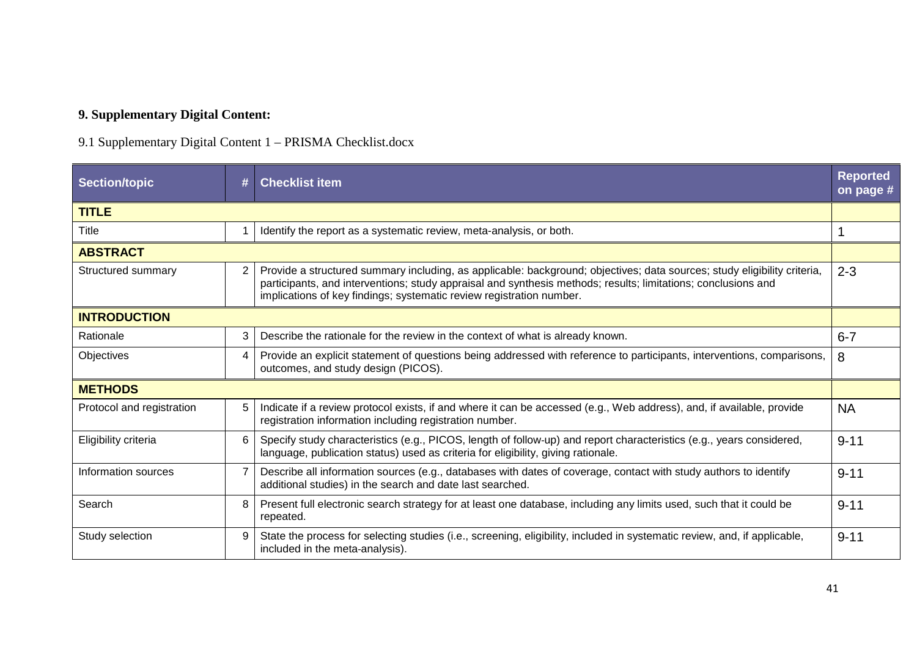**9. Supplementary Digital Content:**

9.1 Supplementary Digital Content 1 – PRISMA Checklist.docx

| Section/topic | # | Checklist item | Reported on page # |
|---|---|---|---|
| **TITLE** | | | |
| Title | 1 | Identify the report as a systematic review, meta-analysis, or both. | 1 |
| **ABSTRACT** | | | |
| Structured summary | 2 | Provide a structured summary including, as applicable: background; objectives; data sources; study eligibility criteria, participants, and interventions; study appraisal and synthesis methods; results; limitations; conclusions and implications of key findings; systematic review registration number. | 2-3 |
| **INTRODUCTION** | | | |
| Rationale | 3 | Describe the rationale for the review in the context of what is already known. | 6-7 |
| Objectives | 4 | Provide an explicit statement of questions being addressed with reference to participants, interventions, comparisons, outcomes, and study design (PICOS). | 8 |
| **METHODS** | | | |
| Protocol and registration | 5 | Indicate if a review protocol exists, if and where it can be accessed (e.g., Web address), and, if available, provide registration information including registration number. | NA |
| Eligibility criteria | 6 | Specify study characteristics (e.g., PICOS, length of follow-up) and report characteristics (e.g., years considered, language, publication status) used as criteria for eligibility, giving rationale. | 9-11 |
| Information sources | 7 | Describe all information sources (e.g., databases with dates of coverage, contact with study authors to identify additional studies) in the search and date last searched. | 9-11 |
| Search | 8 | Present full electronic search strategy for at least one database, including any limits used, such that it could be repeated. | 9-11 |
| Study selection | 9 | State the process for selecting studies (i.e., screening, eligibility, included in systematic review, and, if applicable, included in the meta-analysis). | 9-11 |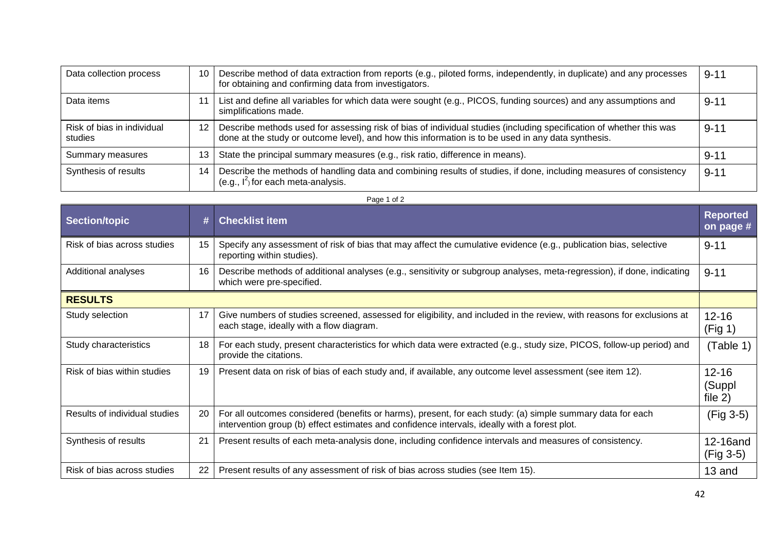| Data collection process | 10 | Describe method of data extraction from reports (e.g., piloted forms, independently, in duplicate) and any processes for obtaining and confirming data from investigators. | 9-11 |
|---|---|---|---|
| Data items | 11 | List and define all variables for which data were sought (e.g., PICOS, funding sources) and any assumptions and simplifications made. | 9-11 |
| Risk of bias in individual studies | 12 | Describe methods used for assessing risk of bias of individual studies (including specification of whether this was done at the study or outcome level), and how this information is to be used in any data synthesis. | 9-11 |
| Summary measures | 13 | State the principal summary measures (e.g., risk ratio, difference in means). | 9-11 |
| Synthesis of results | 14 | Describe the methods of handling data and combining results of studies, if done, including measures of consistency (e.g., $I^2$) for each meta-analysis. | 9-11 |

| Section/topic | # | Checklist item | Reported on page # |
|---|---|---|---|
| Risk of bias across studies | 15 | Specify any assessment of risk of bias that may affect the cumulative evidence (e.g., publication bias, selective reporting within studies). | 9-11 |
| Additional analyses | 16 | Describe methods of additional analyses (e.g., sensitivity or subgroup analyses, meta-regression), if done, indicating which were pre-specified. | 9-11 |
| **RESULTS** | | | |
| Study selection | 17 | Give numbers of studies screened, assessed for eligibility, and included in the review, with reasons for exclusions at each stage, ideally with a flow diagram. | 12-16 (Fig 1) |
| Study characteristics | 18 | For each study, present characteristics for which data were extracted (e.g., study size, PICOS, follow-up period) and provide the citations. | (Table 1) |
| Risk of bias within studies | 19 | Present data on risk of bias of each study and, if available, any outcome level assessment (see item 12). | 12-16 (Suppl file 2) |
| Results of individual studies | 20 | For all outcomes considered (benefits or harms), present, for each study: (a) simple summary data for each intervention group (b) effect estimates and confidence intervals, ideally with a forest plot. | (Fig 3-5) |
| Synthesis of results | 21 | Present results of each meta-analysis done, including confidence intervals and measures of consistency. | 12-16and (Fig 3-5) |
| Risk of bias across studies | 22 | Present results of any assessment of risk of bias across studies (see Item 15). | 13 and |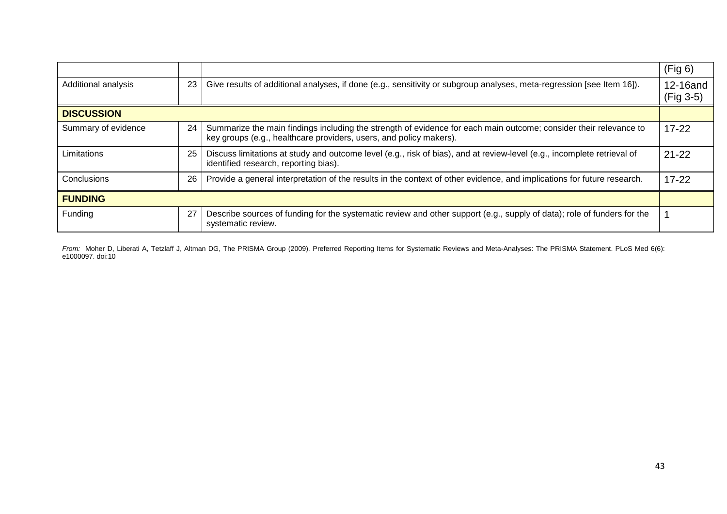| | | | |
|---|---|---|---|
| | | | (Fig 6) |
| Additional analysis | 23 | Give results of additional analyses, if done (e.g., sensitivity or subgroup analyses, meta-regression [see Item 16]). | 12-16and (Fig 3-5) |
| **DISCUSSION** | | | |
| Summary of evidence | 24 | Summarize the main findings including the strength of evidence for each main outcome; consider their relevance to key groups (e.g., healthcare providers, users, and policy makers). | 17-22 |
| Limitations | 25 | Discuss limitations at study and outcome level (e.g., risk of bias), and at review-level (e.g., incomplete retrieval of identified research, reporting bias). | 21-22 |
| Conclusions | 26 | Provide a general interpretation of the results in the context of other evidence, and implications for future research. | 17-22 |
| **FUNDING** | | | |
| Funding | 27 | Describe sources of funding for the systematic review and other support (e.g., supply of data); role of funders for the systematic review. | 1 |

*From:* Moher D, Liberati A, Tetzlaff J, Altman DG, The PRISMA Group (2009). Preferred Reporting Items for Systematic Reviews and Meta-Analyses: The PRISMA Statement. PLoS Med 6(6): e1000097. doi:10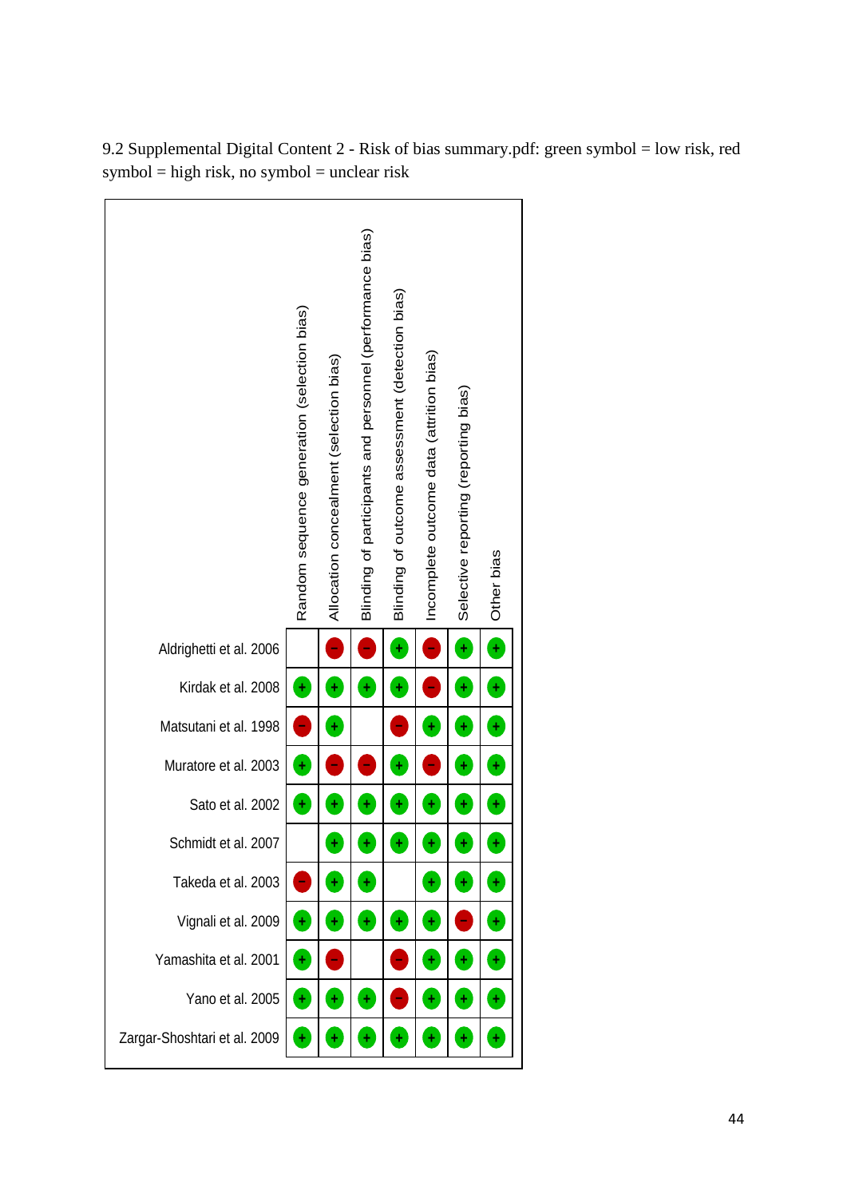9.2 Supplemental Digital Content 2 - Risk of bias summary.pdf: green symbol = low risk, red symbol = high risk, no symbol = unclear risk

| | Random sequence generation (selection bias) | Allocation concealment (selection bias) | Blinding of participants and personnel (performance bias) | Blinding of outcome assessment (detection bias) | Incomplete outcome data (attrition bias) | Selective reporting (reporting bias) | Other bias |
|---|---|---|---|---|---|---|---|
| Aldrighetti et al. 2006 | | − | − | + | − | + | + |
| Kirdak et al. 2008 | + | + | + | + | − | + | + |
| Matsutani et al. 1998 | − | + | | − | + | + | + |
| Muratore et al. 2003 | + | − | − | + | − | + | + |
| Sato et al. 2002 | + | + | + | + | + | + | + |
| Schmidt et al. 2007 | | + | + | + | + | + | + |
| Takeda et al. 2003 | − | + | + | | + | + | + |
| Vignali et al. 2009 | + | + | + | + | + | − | + |
| Yamashita et al. 2001 | + | − | | − | + | + | + |
| Yano et al. 2005 | + | + | + | − | + | + | + |
| Zargar-Shoshtari et al. 2009 | + | + | + | + | + | + | + |